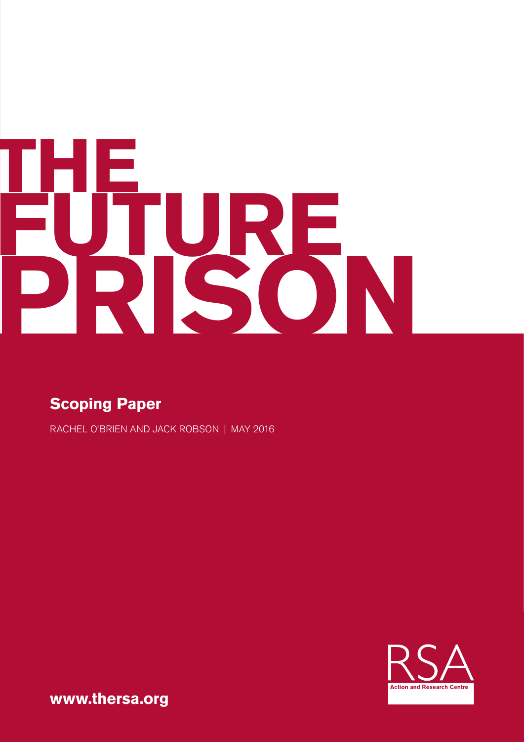# THE FUTURE PRISON

## Scoping Paper

RACHEL O'BRIEN AND JACK ROBSON | MAY 2016

RSA
Action and Research Centre

**www.thersa.org**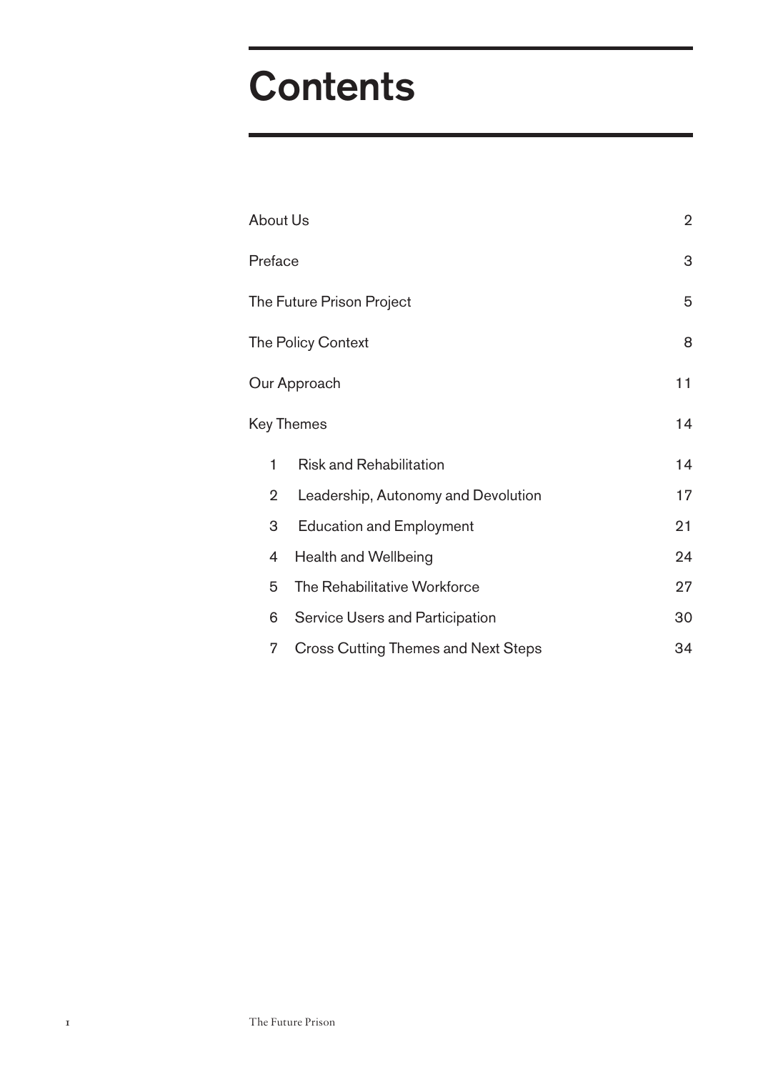# Contents

| | |
|---|---|
| About Us | 2 |
| Preface | 3 |
| The Future Prison Project | 5 |
| The Policy Context | 8 |
| Our Approach | 11 |
| Key Themes | 14 |
| 1 Risk and Rehabilitation | 14 |
| 2 Leadership, Autonomy and Devolution | 17 |
| 3 Education and Employment | 21 |
| 4 Health and Wellbeing | 24 |
| 5 The Rehabilitative Workforce | 27 |
| 6 Service Users and Participation | 30 |
| 7 Cross Cutting Themes and Next Steps | 34 |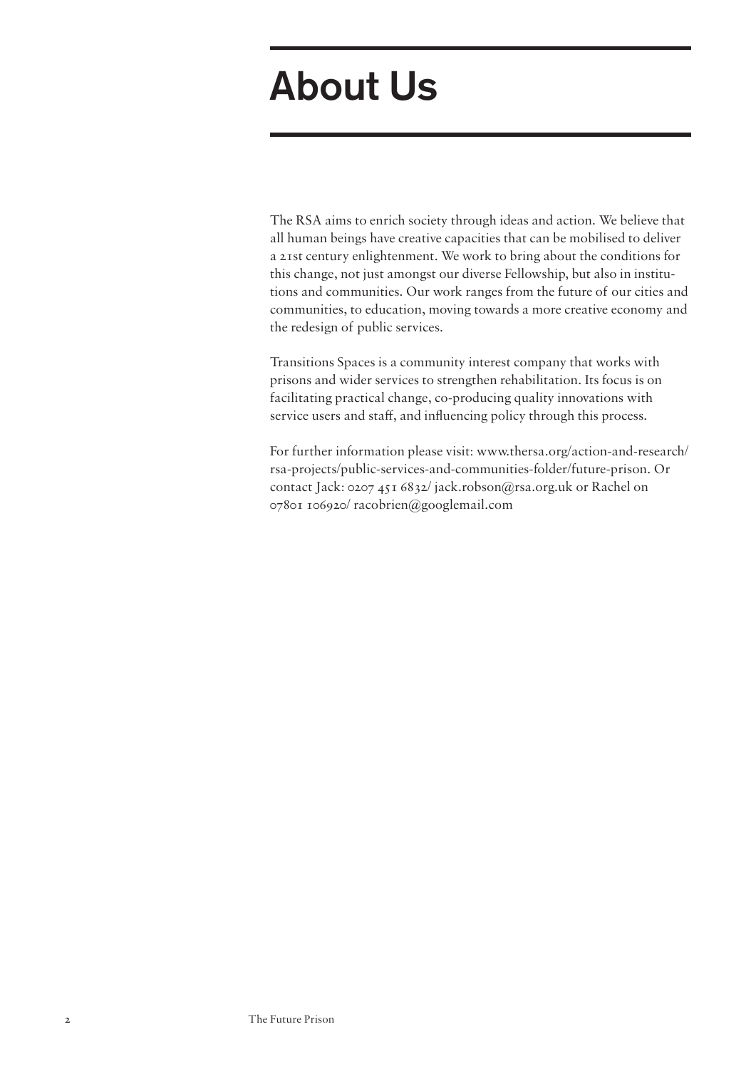# About Us

The RSA aims to enrich society through ideas and action. We believe that all human beings have creative capacities that can be mobilised to deliver a 21st century enlightenment. We work to bring about the conditions for this change, not just amongst our diverse Fellowship, but also in institutions and communities. Our work ranges from the future of our cities and communities, to education, moving towards a more creative economy and the redesign of public services.

Transitions Spaces is a community interest company that works with prisons and wider services to strengthen rehabilitation. Its focus is on facilitating practical change, co-producing quality innovations with service users and staff, and influencing policy through this process.

For further information please visit: www.thersa.org/action-and-research/rsa-projects/public-services-and-communities-folder/future-prison. Or contact Jack: 0207 451 6832/ jack.robson@rsa.org.uk or Rachel on 07801 106920/ racobrien@googlemail.com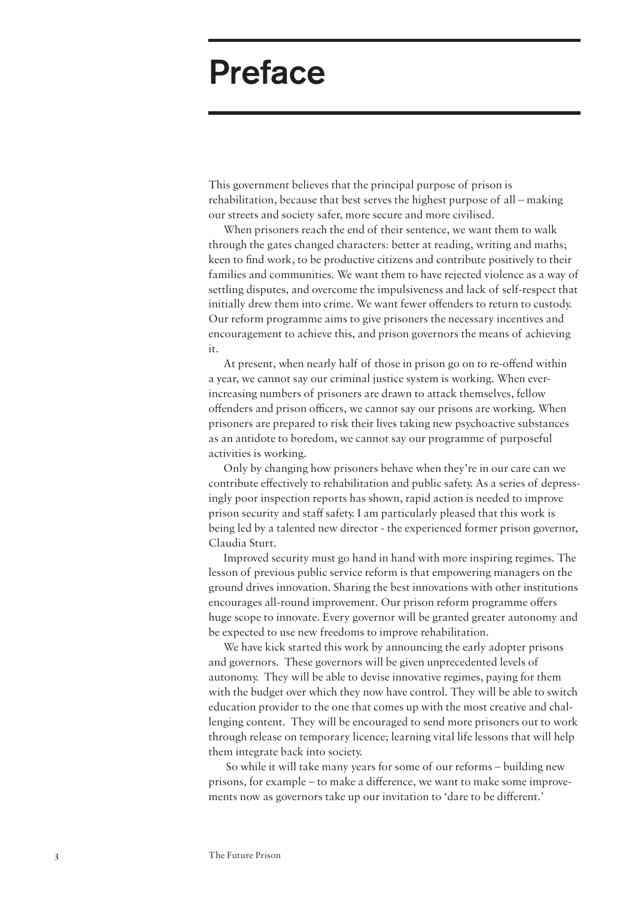# Preface

This government believes that the principal purpose of prison is rehabilitation, because that best serves the highest purpose of all – making our streets and society safer, more secure and more civilised.

When prisoners reach the end of their sentence, we want them to walk through the gates changed characters: better at reading, writing and maths; keen to find work, to be productive citizens and contribute positively to their families and communities. We want them to have rejected violence as a way of settling disputes, and overcome the impulsiveness and lack of self-respect that initially drew them into crime. We want fewer offenders to return to custody. Our reform programme aims to give prisoners the necessary incentives and encouragement to achieve this, and prison governors the means of achieving it.

At present, when nearly half of those in prison go on to re-offend within a year, we cannot say our criminal justice system is working. When ever-increasing numbers of prisoners are drawn to attack themselves, fellow offenders and prison officers, we cannot say our prisons are working. When prisoners are prepared to risk their lives taking new psychoactive substances as an antidote to boredom, we cannot say our programme of purposeful activities is working.

Only by changing how prisoners behave when they're in our care can we contribute effectively to rehabilitation and public safety. As a series of depressingly poor inspection reports has shown, rapid action is needed to improve prison security and staff safety. I am particularly pleased that this work is being led by a talented new director - the experienced former prison governor, Claudia Sturt.

Improved security must go hand in hand with more inspiring regimes. The lesson of previous public service reform is that empowering managers on the ground drives innovation. Sharing the best innovations with other institutions encourages all-round improvement. Our prison reform programme offers huge scope to innovate. Every governor will be granted greater autonomy and be expected to use new freedoms to improve rehabilitation.

We have kick started this work by announcing the early adopter prisons and governors. These governors will be given unprecedented levels of autonomy. They will be able to devise innovative regimes, paying for them with the budget over which they now have control. They will be able to switch education provider to the one that comes up with the most creative and challenging content. They will be encouraged to send more prisoners out to work through release on temporary licence; learning vital life lessons that will help them integrate back into society.

So while it will take many years for some of our reforms – building new prisons, for example – to make a difference, we want to make some improvements now as governors take up our invitation to 'dare to be different.'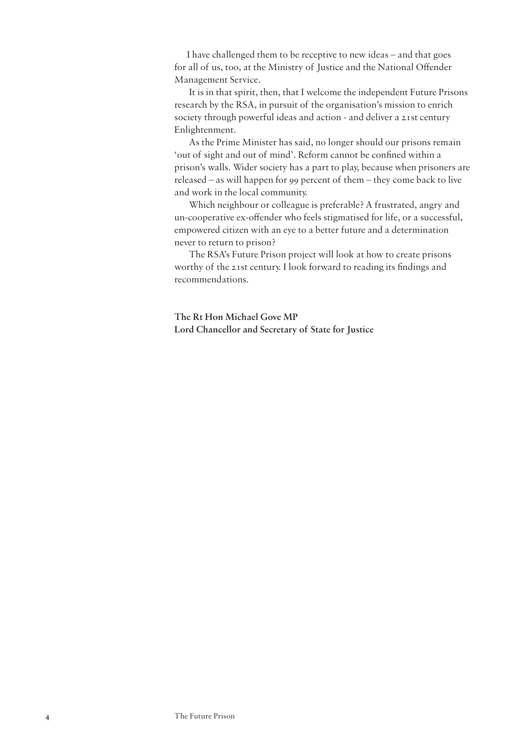I have challenged them to be receptive to new ideas – and that goes for all of us, too, at the Ministry of Justice and the National Offender Management Service.

It is in that spirit, then, that I welcome the independent Future Prisons research by the RSA, in pursuit of the organisation's mission to enrich society through powerful ideas and action - and deliver a 21st century Enlightenment.

As the Prime Minister has said, no longer should our prisons remain 'out of sight and out of mind'. Reform cannot be confined within a prison's walls. Wider society has a part to play, because when prisoners are released – as will happen for 99 percent of them – they come back to live and work in the local community.

Which neighbour or colleague is preferable? A frustrated, angry and un-cooperative ex-offender who feels stigmatised for life, or a successful, empowered citizen with an eye to a better future and a determination never to return to prison?

The RSA's Future Prison project will look at how to create prisons worthy of the 21st century. I look forward to reading its findings and recommendations.

**The Rt Hon Michael Gove MP**
**Lord Chancellor and Secretary of State for Justice**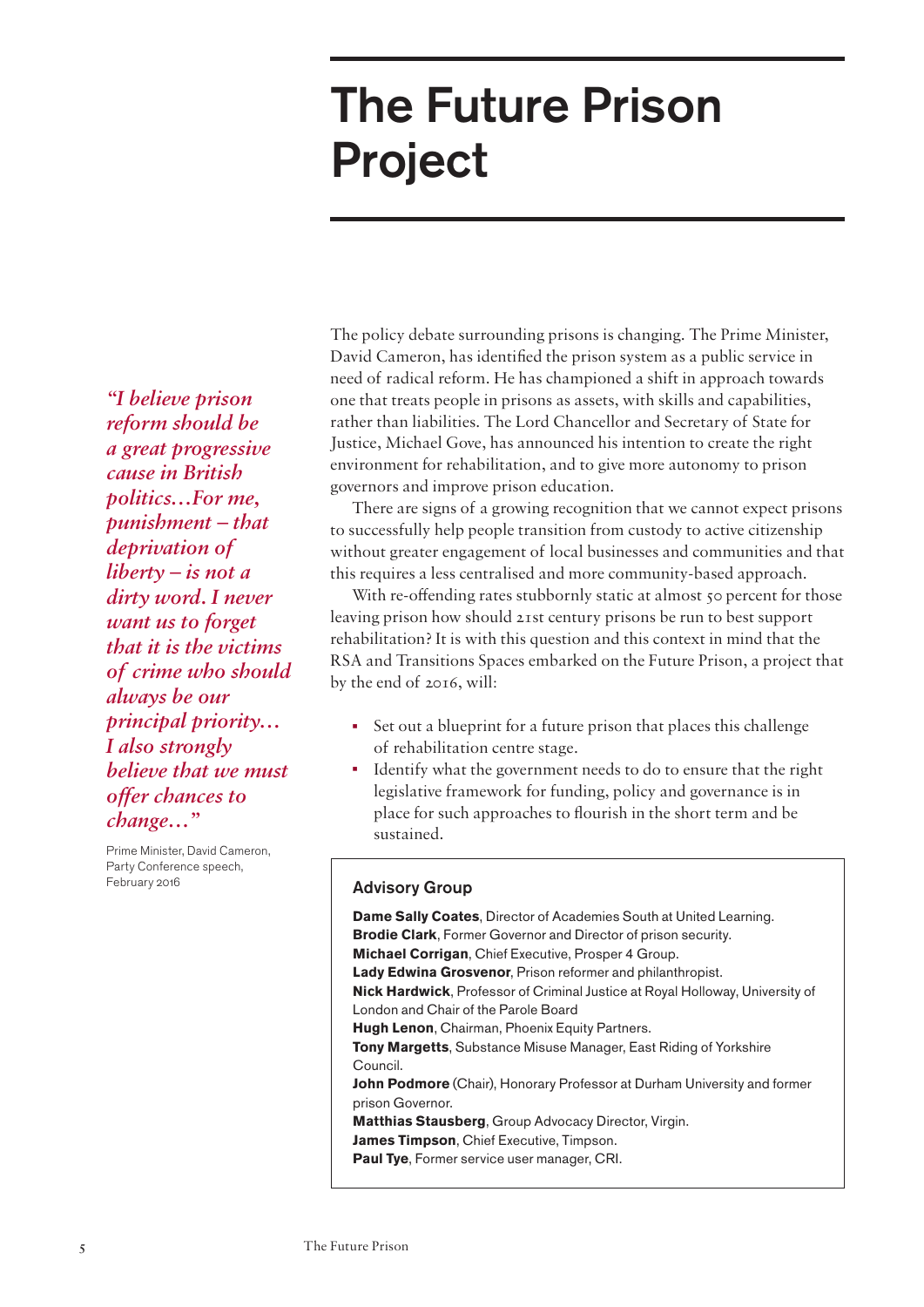# The Future Prison Project

*"I believe prison reform should be a great progressive cause in British politics…For me, punishment – that deprivation of liberty – is not a dirty word. I never want us to forget that it is the victims of crime who should always be our principal priority… I also strongly believe that we must offer chances to change…"*

Prime Minister, David Cameron, Party Conference speech, February 2016

The policy debate surrounding prisons is changing. The Prime Minister, David Cameron, has identified the prison system as a public service in need of radical reform. He has championed a shift in approach towards one that treats people in prisons as assets, with skills and capabilities, rather than liabilities. The Lord Chancellor and Secretary of State for Justice, Michael Gove, has announced his intention to create the right environment for rehabilitation, and to give more autonomy to prison governors and improve prison education.

There are signs of a growing recognition that we cannot expect prisons to successfully help people transition from custody to active citizenship without greater engagement of local businesses and communities and that this requires a less centralised and more community-based approach.

With re-offending rates stubbornly static at almost 50 percent for those leaving prison how should 21st century prisons be run to best support rehabilitation? It is with this question and this context in mind that the RSA and Transitions Spaces embarked on the Future Prison, a project that by the end of 2016, will:

- Set out a blueprint for a future prison that places this challenge of rehabilitation centre stage.
- Identify what the government needs to do to ensure that the right legislative framework for funding, policy and governance is in place for such approaches to flourish in the short term and be sustained.

### Advisory Group

**Dame Sally Coates**, Director of Academies South at United Learning.
**Brodie Clark**, Former Governor and Director of prison security.
**Michael Corrigan**, Chief Executive, Prosper 4 Group.
**Lady Edwina Grosvenor**, Prison reformer and philanthropist.
**Nick Hardwick**, Professor of Criminal Justice at Royal Holloway, University of London and Chair of the Parole Board
**Hugh Lenon**, Chairman, Phoenix Equity Partners.
**Tony Margetts**, Substance Misuse Manager, East Riding of Yorkshire Council.
**John Podmore** (Chair), Honorary Professor at Durham University and former prison Governor.
**Matthias Stausberg**, Group Advocacy Director, Virgin.
**James Timpson**, Chief Executive, Timpson.
**Paul Tye**, Former service user manager, CRI.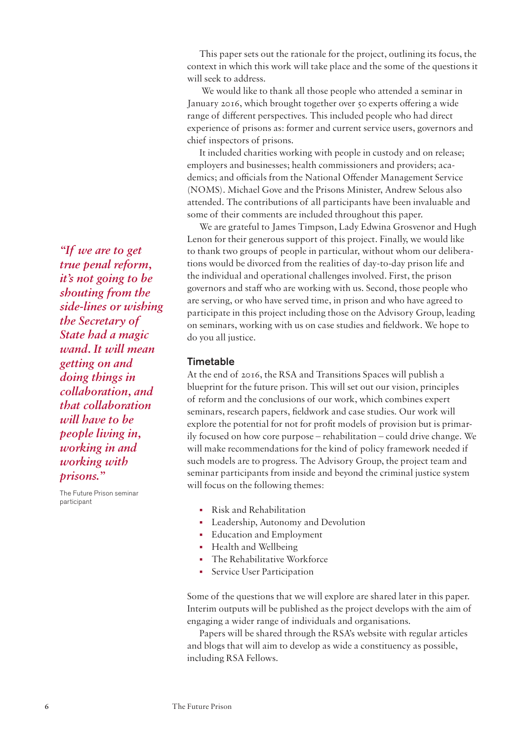This paper sets out the rationale for the project, outlining its focus, the context in which this work will take place and the some of the questions it will seek to address.

We would like to thank all those people who attended a seminar in January 2016, which brought together over 50 experts offering a wide range of different perspectives. This included people who had direct experience of prisons as: former and current service users, governors and chief inspectors of prisons.

It included charities working with people in custody and on release; employers and businesses; health commissioners and providers; academics; and officials from the National Offender Management Service (NOMS). Michael Gove and the Prisons Minister, Andrew Selous also attended. The contributions of all participants have been invaluable and some of their comments are included throughout this paper.

We are grateful to James Timpson, Lady Edwina Grosvenor and Hugh Lenon for their generous support of this project. Finally, we would like to thank two groups of people in particular, without whom our deliberations would be divorced from the realities of day-to-day prison life and the individual and operational challenges involved. First, the prison governors and staff who are working with us. Second, those people who are serving, or who have served time, in prison and who have agreed to participate in this project including those on the Advisory Group, leading on seminars, working with us on case studies and fieldwork. We hope to do you all justice.

> *"If we are to get true penal reform, it's not going to be shouting from the side-lines or wishing the Secretary of State had a magic wand. It will mean getting on and doing things in collaboration, and that collaboration will have to be people living in, working in and working with prisons."*
>
> The Future Prison seminar participant

## Timetable

At the end of 2016, the RSA and Transitions Spaces will publish a blueprint for the future prison. This will set out our vision, principles of reform and the conclusions of our work, which combines expert seminars, research papers, fieldwork and case studies. Our work will explore the potential for not for profit models of provision but is primarily focused on how core purpose – rehabilitation – could drive change. We will make recommendations for the kind of policy framework needed if such models are to progress. The Advisory Group, the project team and seminar participants from inside and beyond the criminal justice system will focus on the following themes:

- Risk and Rehabilitation
- Leadership, Autonomy and Devolution
- Education and Employment
- Health and Wellbeing
- The Rehabilitative Workforce
- Service User Participation

Some of the questions that we will explore are shared later in this paper. Interim outputs will be published as the project develops with the aim of engaging a wider range of individuals and organisations.

Papers will be shared through the RSA's website with regular articles and blogs that will aim to develop as wide a constituency as possible, including RSA Fellows.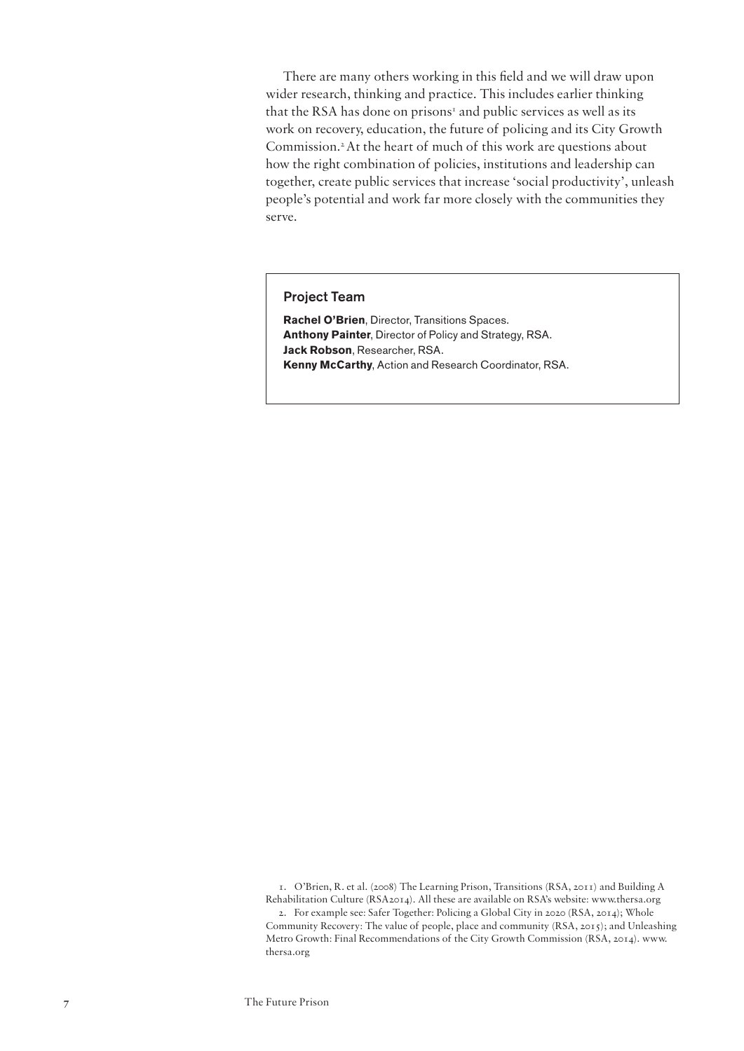There are many others working in this field and we will draw upon wider research, thinking and practice. This includes earlier thinking that the RSA has done on prisons[1] and public services as well as its work on recovery, education, the future of policing and its City Growth Commission.[2] At the heart of much of this work are questions about how the right combination of policies, institutions and leadership can together, create public services that increase 'social productivity', unleash people's potential and work far more closely with the communities they serve.

### Project Team

**Rachel O'Brien**, Director, Transitions Spaces.
**Anthony Painter**, Director of Policy and Strategy, RSA.
**Jack Robson**, Researcher, RSA.
**Kenny McCarthy**, Action and Research Coordinator, RSA.

1. O'Brien, R. et al. (2008) The Learning Prison, Transitions (RSA, 2011) and Building A Rehabilitation Culture (RSA2014). All these are available on RSA's website: www.thersa.org
2. For example see: Safer Together: Policing a Global City in 2020 (RSA, 2014); Whole Community Recovery: The value of people, place and community (RSA, 2015); and Unleashing Metro Growth: Final Recommendations of the City Growth Commission (RSA, 2014). www.thersa.org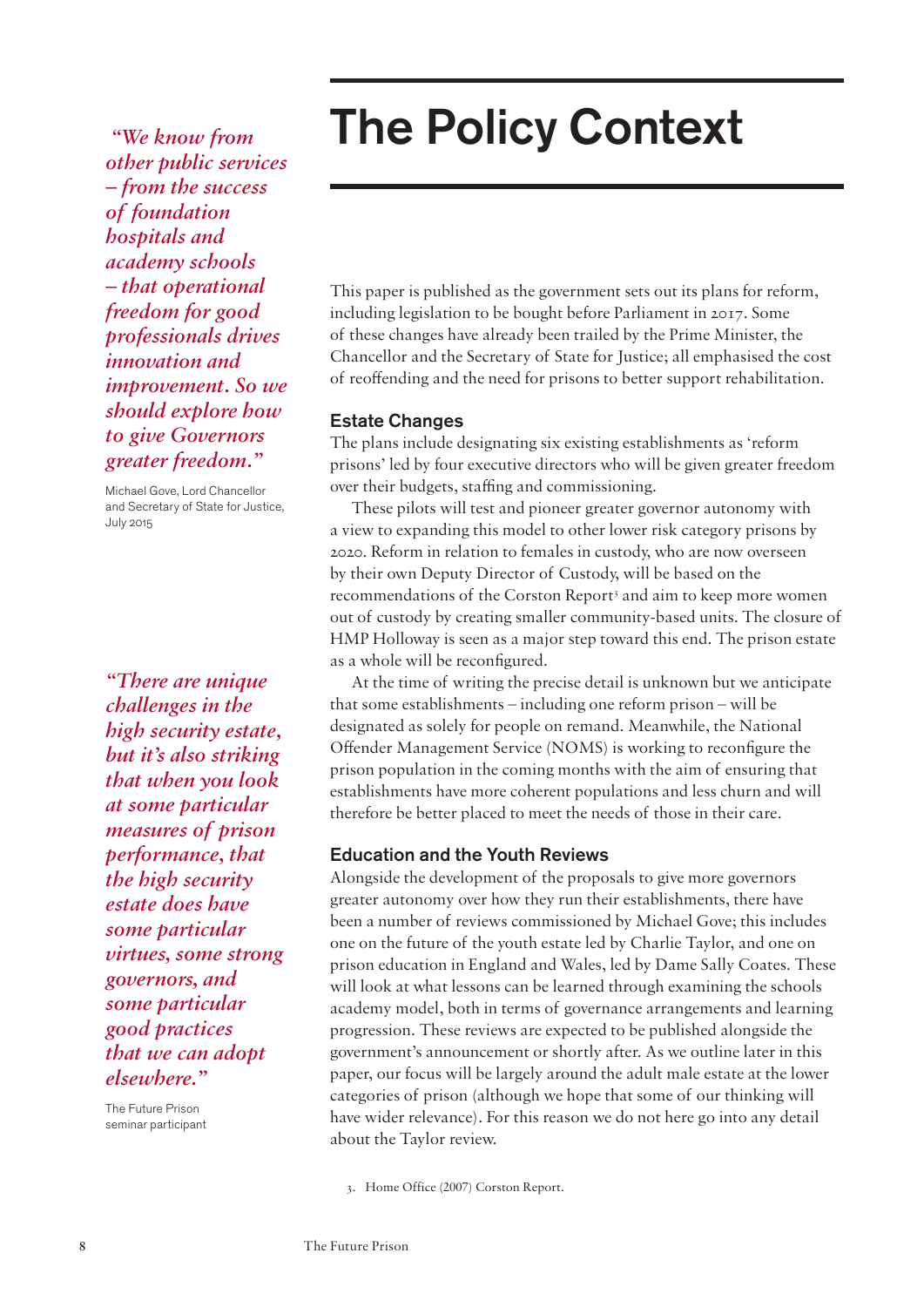# The Policy Context

This paper is published as the government sets out its plans for reform, including legislation to be bought before Parliament in 2017. Some of these changes have already been trailed by the Prime Minister, the Chancellor and the Secretary of State for Justice; all emphasised the cost of reoffending and the need for prisons to better support rehabilitation.

> *"We know from other public services – from the success of foundation hospitals and academy schools – that operational freedom for good professionals drives innovation and improvement. So we should explore how to give Governors greater freedom."*
>
> Michael Gove, Lord Chancellor and Secretary of State for Justice, July 2015

### Estate Changes

The plans include designating six existing establishments as 'reform prisons' led by four executive directors who will be given greater freedom over their budgets, staffing and commissioning.

These pilots will test and pioneer greater governor autonomy with a view to expanding this model to other lower risk category prisons by 2020. Reform in relation to females in custody, who are now overseen by their own Deputy Director of Custody, will be based on the recommendations of the Corston Report[3] and aim to keep more women out of custody by creating smaller community-based units. The closure of HMP Holloway is seen as a major step toward this end. The prison estate as a whole will be reconfigured.

At the time of writing the precise detail is unknown but we anticipate that some establishments – including one reform prison – will be designated as solely for people on remand. Meanwhile, the National Offender Management Service (NOMS) is working to reconfigure the prison population in the coming months with the aim of ensuring that establishments have more coherent populations and less churn and will therefore be better placed to meet the needs of those in their care.

> *"There are unique challenges in the high security estate, but it's also striking that when you look at some particular measures of prison performance, that the high security estate does have some particular virtues, some strong governors, and some particular good practices that we can adopt elsewhere."*
>
> The Future Prison seminar participant

### Education and the Youth Reviews

Alongside the development of the proposals to give more governors greater autonomy over how they run their establishments, there have been a number of reviews commissioned by Michael Gove; this includes one on the future of the youth estate led by Charlie Taylor, and one on prison education in England and Wales, led by Dame Sally Coates. These will look at what lessons can be learned through examining the schools academy model, both in terms of governance arrangements and learning progression. These reviews are expected to be published alongside the government's announcement or shortly after. As we outline later in this paper, our focus will be largely around the adult male estate at the lower categories of prison (although we hope that some of our thinking will have wider relevance). For this reason we do not here go into any detail about the Taylor review.

3. Home Office (2007) Corston Report.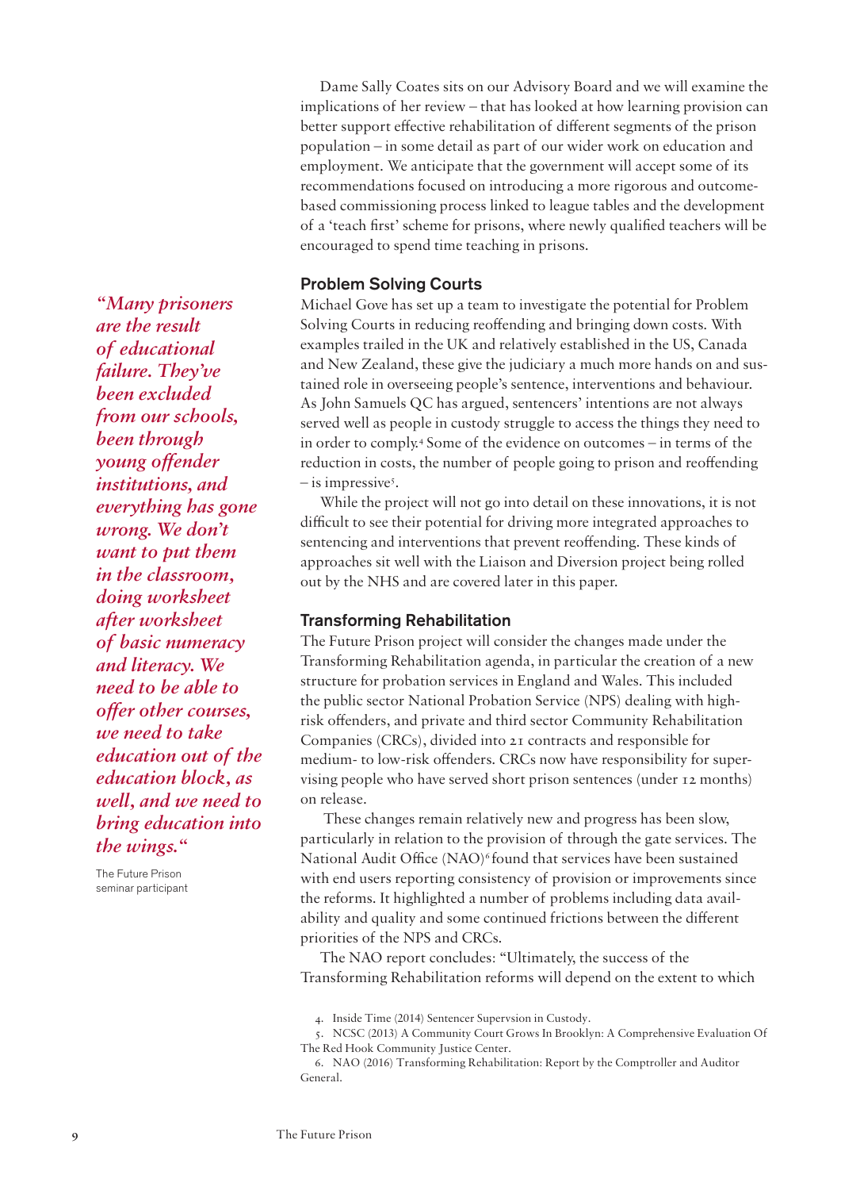Dame Sally Coates sits on our Advisory Board and we will examine the implications of her review – that has looked at how learning provision can better support effective rehabilitation of different segments of the prison population – in some detail as part of our wider work on education and employment. We anticipate that the government will accept some of its recommendations focused on introducing a more rigorous and outcome-based commissioning process linked to league tables and the development of a 'teach first' scheme for prisons, where newly qualified teachers will be encouraged to spend time teaching in prisons.

> *"Many prisoners are the result of educational failure. They've been excluded from our schools, been through young offender institutions, and everything has gone wrong. We don't want to put them in the classroom, doing worksheet after worksheet of basic numeracy and literacy. We need to be able to offer other courses, we need to take education out of the education block, as well, and we need to bring education into the wings."*
>
> The Future Prison seminar participant

### Problem Solving Courts

Michael Gove has set up a team to investigate the potential for Problem Solving Courts in reducing reoffending and bringing down costs. With examples trailed in the UK and relatively established in the US, Canada and New Zealand, these give the judiciary a much more hands on and sustained role in overseeing people's sentence, interventions and behaviour. As John Samuels QC has argued, sentencers' intentions are not always served well as people in custody struggle to access the things they need to in order to comply.[4] Some of the evidence on outcomes – in terms of the reduction in costs, the number of people going to prison and reoffending – is impressive[5].

While the project will not go into detail on these innovations, it is not difficult to see their potential for driving more integrated approaches to sentencing and interventions that prevent reoffending. These kinds of approaches sit well with the Liaison and Diversion project being rolled out by the NHS and are covered later in this paper.

### Transforming Rehabilitation

The Future Prison project will consider the changes made under the Transforming Rehabilitation agenda, in particular the creation of a new structure for probation services in England and Wales. This included the public sector National Probation Service (NPS) dealing with high-risk offenders, and private and third sector Community Rehabilitation Companies (CRCs), divided into 21 contracts and responsible for medium- to low-risk offenders. CRCs now have responsibility for supervising people who have served short prison sentences (under 12 months) on release.

These changes remain relatively new and progress has been slow, particularly in relation to the provision of through the gate services. The National Audit Office (NAO)[6] found that services have been sustained with end users reporting consistency of provision or improvements since the reforms. It highlighted a number of problems including data availability and quality and some continued frictions between the different priorities of the NPS and CRCs.

The NAO report concludes: "Ultimately, the success of the Transforming Rehabilitation reforms will depend on the extent to which

4. Inside Time (2014) Sentencer Supervsion in Custody.

5. NCSC (2013) A Community Court Grows In Brooklyn: A Comprehensive Evaluation Of The Red Hook Community Justice Center.

6. NAO (2016) Transforming Rehabilitation: Report by the Comptroller and Auditor General.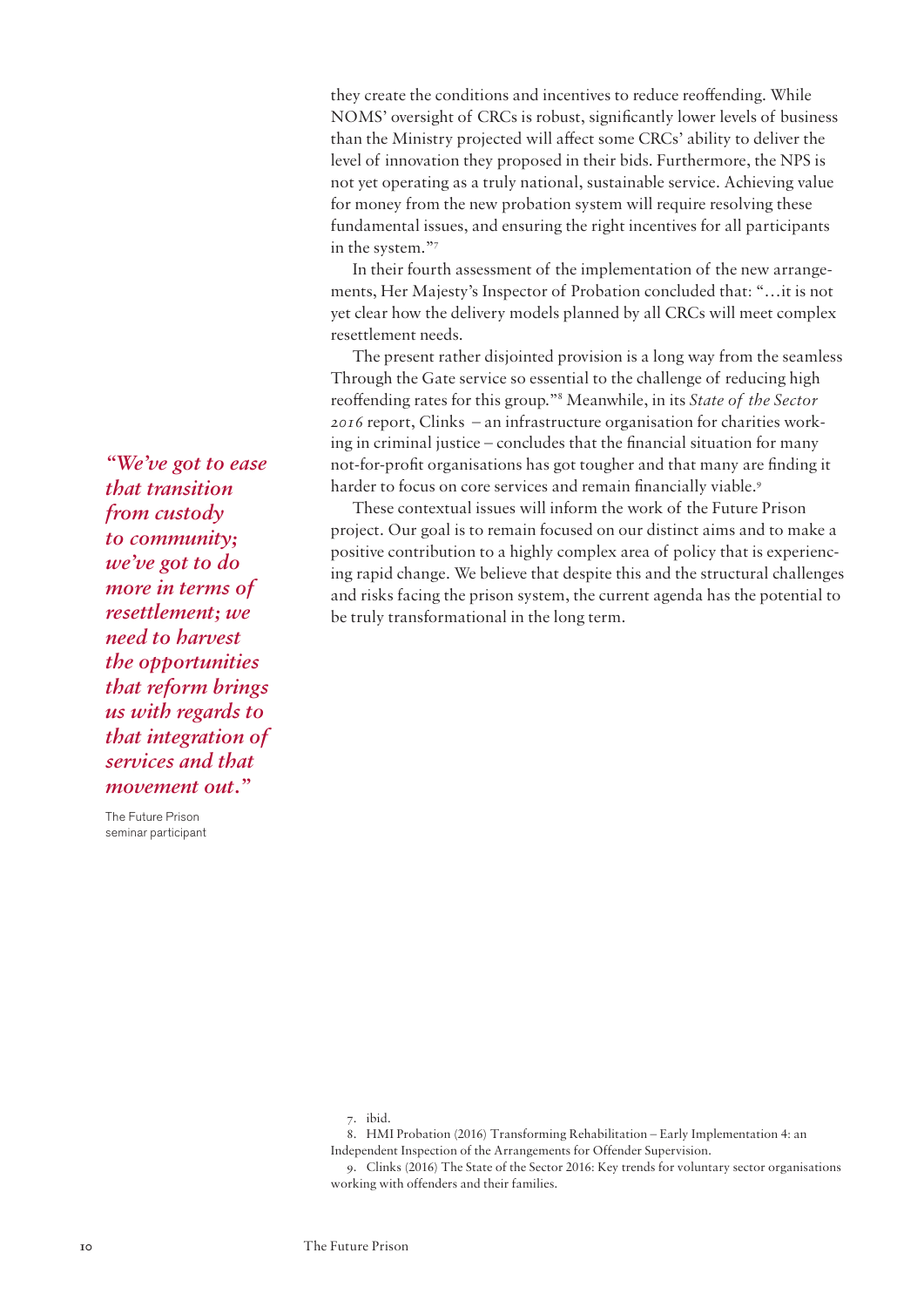they create the conditions and incentives to reduce reoffending. While NOMS' oversight of CRCs is robust, significantly lower levels of business than the Ministry projected will affect some CRCs' ability to deliver the level of innovation they proposed in their bids. Furthermore, the NPS is not yet operating as a truly national, sustainable service. Achieving value for money from the new probation system will require resolving these fundamental issues, and ensuring the right incentives for all participants in the system."[7]

In their fourth assessment of the implementation of the new arrangements, Her Majesty's Inspector of Probation concluded that: "…it is not yet clear how the delivery models planned by all CRCs will meet complex resettlement needs.

The present rather disjointed provision is a long way from the seamless Through the Gate service so essential to the challenge of reducing high reoffending rates for this group."[8] Meanwhile, in its *State of the Sector 2016* report, Clinks – an infrastructure organisation for charities working in criminal justice – concludes that the financial situation for many not-for-profit organisations has got tougher and that many are finding it harder to focus on core services and remain financially viable.[9]

*"We've got to ease that transition from custody to community; we've got to do more in terms of resettlement; we need to harvest the opportunities that reform brings us with regards to that integration of services and that movement out."*

The Future Prison seminar participant

These contextual issues will inform the work of the Future Prison project. Our goal is to remain focused on our distinct aims and to make a positive contribution to a highly complex area of policy that is experiencing rapid change. We believe that despite this and the structural challenges and risks facing the prison system, the current agenda has the potential to be truly transformational in the long term.

7. ibid.

8. HMI Probation (2016) Transforming Rehabilitation – Early Implementation 4: an Independent Inspection of the Arrangements for Offender Supervision.

9. Clinks (2016) The State of the Sector 2016: Key trends for voluntary sector organisations working with offenders and their families.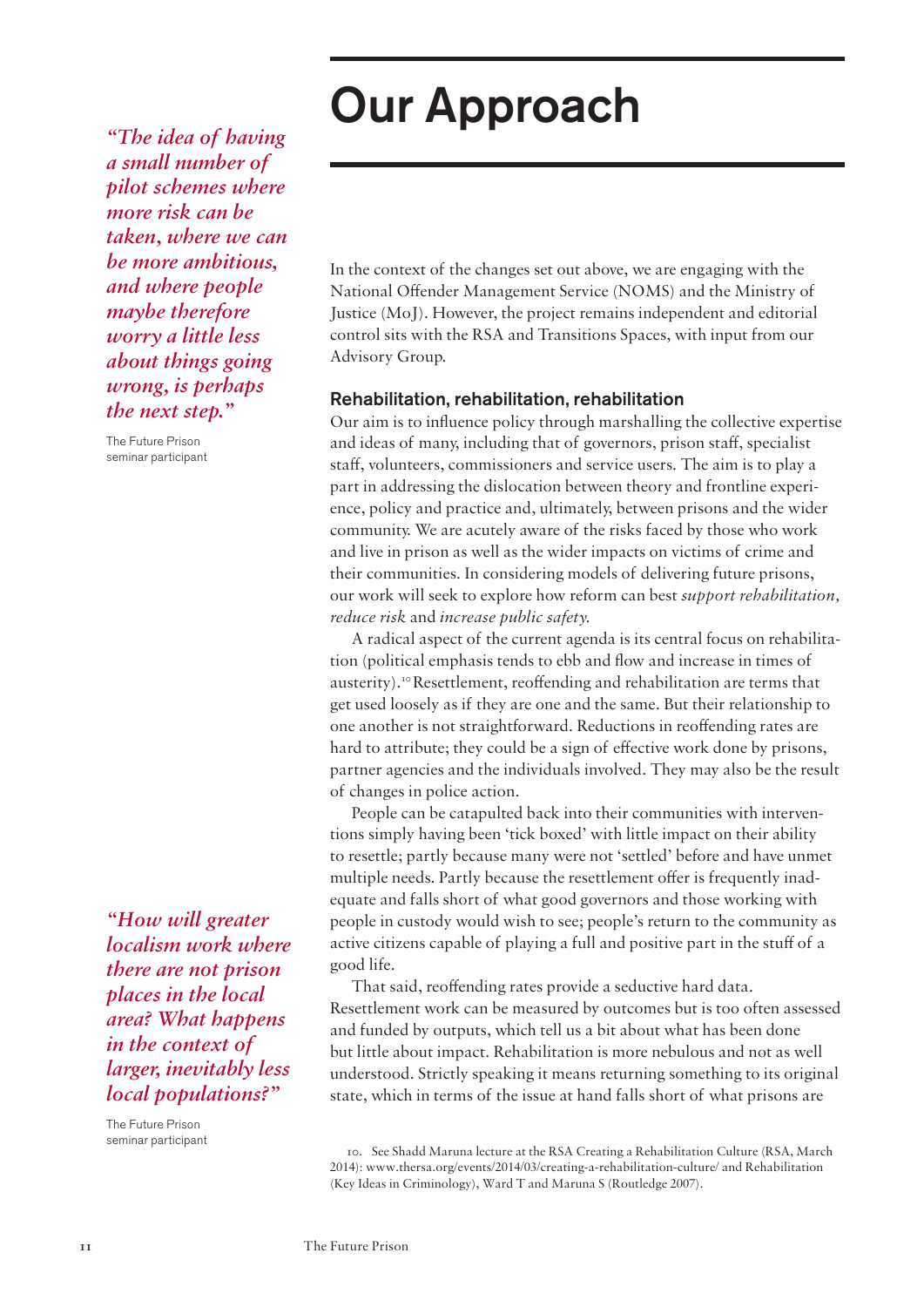# Our Approach

*"The idea of having a small number of pilot schemes where more risk can be taken, where we can be more ambitious, and where people maybe therefore worry a little less about things going wrong, is perhaps the next step."*

The Future Prison seminar participant

In the context of the changes set out above, we are engaging with the National Offender Management Service (NOMS) and the Ministry of Justice (MoJ). However, the project remains independent and editorial control sits with the RSA and Transitions Spaces, with input from our Advisory Group.

### Rehabilitation, rehabilitation, rehabilitation

Our aim is to influence policy through marshalling the collective expertise and ideas of many, including that of governors, prison staff, specialist staff, volunteers, commissioners and service users. The aim is to play a part in addressing the dislocation between theory and frontline experience, policy and practice and, ultimately, between prisons and the wider community. We are acutely aware of the risks faced by those who work and live in prison as well as the wider impacts on victims of crime and their communities. In considering models of delivering future prisons, our work will seek to explore how reform can best *support rehabilitation, reduce risk* and *increase public safety.*

A radical aspect of the current agenda is its central focus on rehabilitation (political emphasis tends to ebb and flow and increase in times of austerity).[10] Resettlement, reoffending and rehabilitation are terms that get used loosely as if they are one and the same. But their relationship to one another is not straightforward. Reductions in reoffending rates are hard to attribute; they could be a sign of effective work done by prisons, partner agencies and the individuals involved. They may also be the result of changes in police action.

People can be catapulted back into their communities with interventions simply having been 'tick boxed' with little impact on their ability to resettle; partly because many were not 'settled' before and have unmet multiple needs. Partly because the resettlement offer is frequently inadequate and falls short of what good governors and those working with people in custody would wish to see; people's return to the community as active citizens capable of playing a full and positive part in the stuff of a good life.

That said, reoffending rates provide a seductive hard data. Resettlement work can be measured by outcomes but is too often assessed and funded by outputs, which tell us a bit about what has been done but little about impact. Rehabilitation is more nebulous and not as well understood. Strictly speaking it means returning something to its original state, which in terms of the issue at hand falls short of what prisons are

*"How will greater localism work where there are not prison places in the local area? What happens in the context of larger, inevitably less local populations?"*

The Future Prison seminar participant

10. See Shadd Maruna lecture at the RSA Creating a Rehabilitation Culture (RSA, March 2014): www.thersa.org/events/2014/03/creating-a-rehabilitation-culture/ and Rehabilitation (Key Ideas in Criminology), Ward T and Maruna S (Routledge 2007).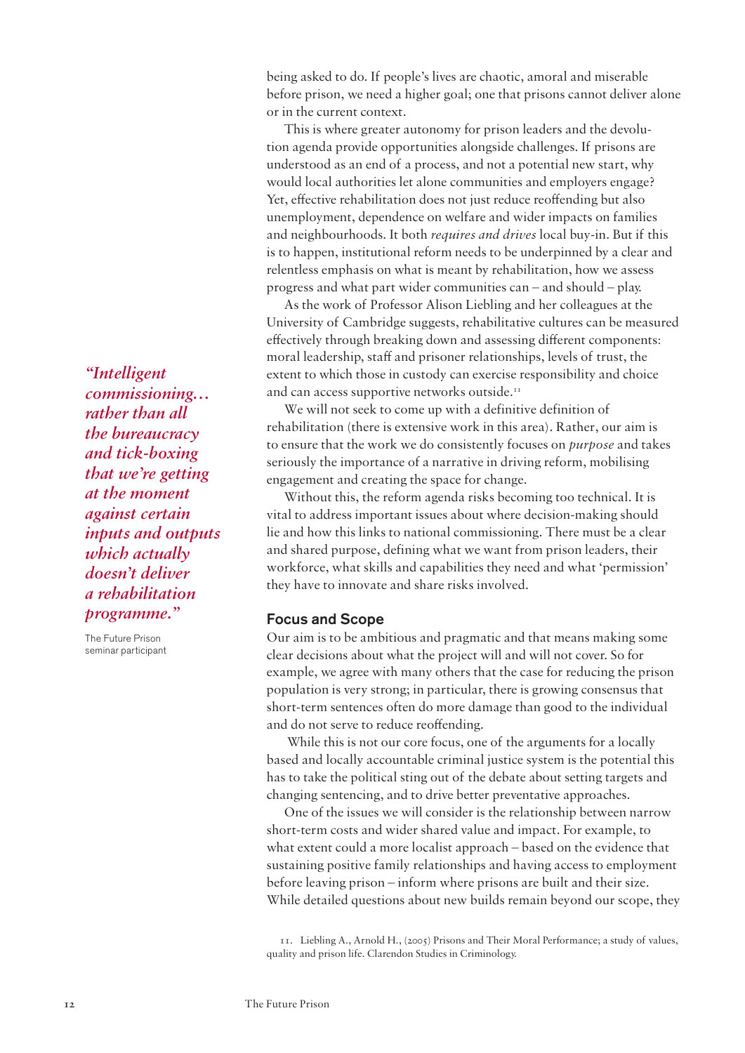being asked to do. If people's lives are chaotic, amoral and miserable before prison, we need a higher goal; one that prisons cannot deliver alone or in the current context.

This is where greater autonomy for prison leaders and the devolution agenda provide opportunities alongside challenges. If prisons are understood as an end of a process, and not a potential new start, why would local authorities let alone communities and employers engage? Yet, effective rehabilitation does not just reduce reoffending but also unemployment, dependence on welfare and wider impacts on families and neighbourhoods. It both *requires and drives* local buy-in. But if this is to happen, institutional reform needs to be underpinned by a clear and relentless emphasis on what is meant by rehabilitation, how we assess progress and what part wider communities can – and should – play.

As the work of Professor Alison Liebling and her colleagues at the University of Cambridge suggests, rehabilitative cultures can be measured effectively through breaking down and assessing different components: moral leadership, staff and prisoner relationships, levels of trust, the extent to which those in custody can exercise responsibility and choice and can access supportive networks outside.[11]

> *"Intelligent commissioning… rather than all the bureaucracy and tick-boxing that we're getting at the moment against certain inputs and outputs which actually doesn't deliver a rehabilitation programme."*
>
> The Future Prison seminar participant

We will not seek to come up with a definitive definition of rehabilitation (there is extensive work in this area). Rather, our aim is to ensure that the work we do consistently focuses on *purpose* and takes seriously the importance of a narrative in driving reform, mobilising engagement and creating the space for change.

Without this, the reform agenda risks becoming too technical. It is vital to address important issues about where decision-making should lie and how this links to national commissioning. There must be a clear and shared purpose, defining what we want from prison leaders, their workforce, what skills and capabilities they need and what 'permission' they have to innovate and share risks involved.

## Focus and Scope

Our aim is to be ambitious and pragmatic and that means making some clear decisions about what the project will and will not cover. So for example, we agree with many others that the case for reducing the prison population is very strong; in particular, there is growing consensus that short-term sentences often do more damage than good to the individual and do not serve to reduce reoffending.

While this is not our core focus, one of the arguments for a locally based and locally accountable criminal justice system is the potential this has to take the political sting out of the debate about setting targets and changing sentencing, and to drive better preventative approaches.

One of the issues we will consider is the relationship between narrow short-term costs and wider shared value and impact. For example, to what extent could a more localist approach – based on the evidence that sustaining positive family relationships and having access to employment before leaving prison – inform where prisons are built and their size. While detailed questions about new builds remain beyond our scope, they

11. Liebling A., Arnold H., (2005) Prisons and Their Moral Performance; a study of values, quality and prison life. Clarendon Studies in Criminology.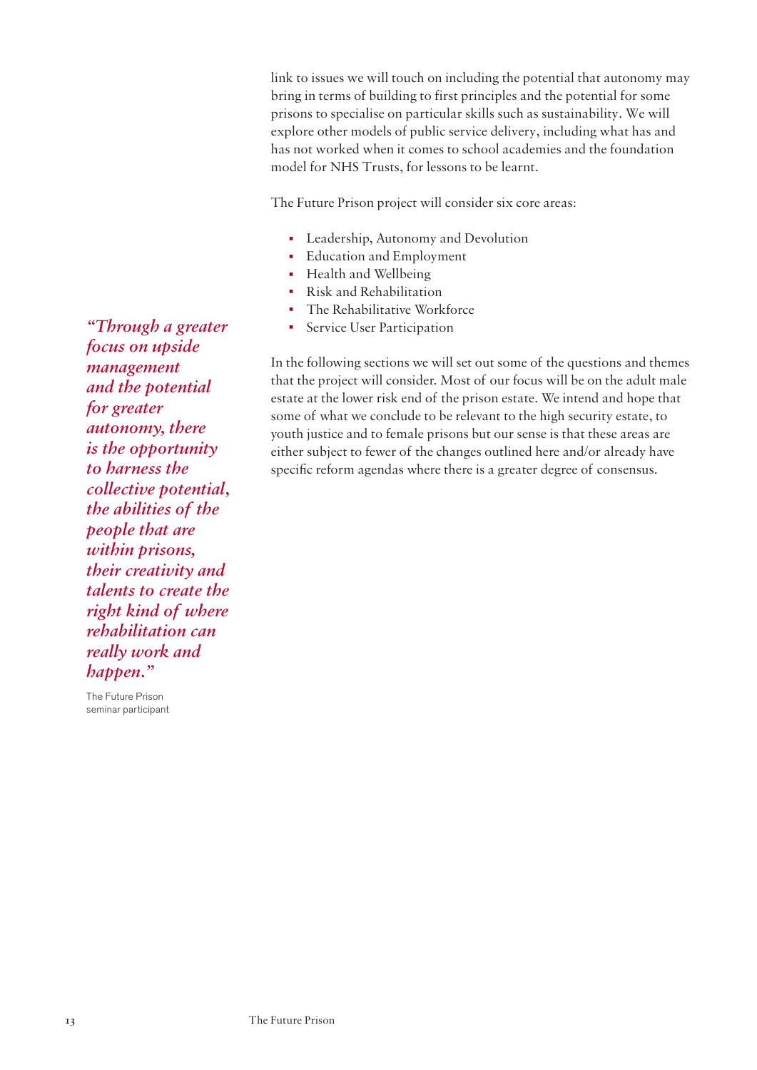link to issues we will touch on including the potential that autonomy may bring in terms of building to first principles and the potential for some prisons to specialise on particular skills such as sustainability. We will explore other models of public service delivery, including what has and has not worked when it comes to school academies and the foundation model for NHS Trusts, for lessons to be learnt.

The Future Prison project will consider six core areas:

- Leadership, Autonomy and Devolution
- Education and Employment
- Health and Wellbeing
- Risk and Rehabilitation
- The Rehabilitative Workforce
- Service User Participation

In the following sections we will set out some of the questions and themes that the project will consider. Most of our focus will be on the adult male estate at the lower risk end of the prison estate. We intend and hope that some of what we conclude to be relevant to the high security estate, to youth justice and to female prisons but our sense is that these areas are either subject to fewer of the changes outlined here and/or already have specific reform agendas where there is a greater degree of consensus.

> *"Through a greater focus on upside management and the potential for greater autonomy, there is the opportunity to harness the collective potential, the abilities of the people that are within prisons, their creativity and talents to create the right kind of where rehabilitation can really work and happen."*
>
> The Future Prison seminar participant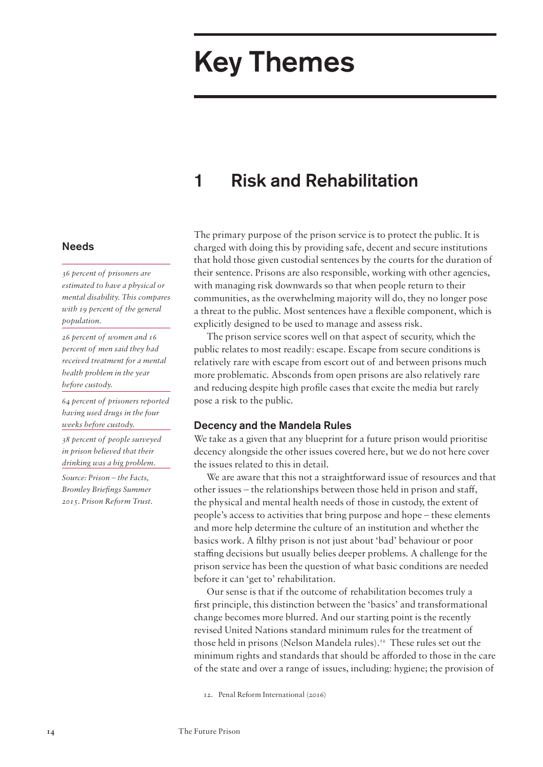# Key Themes

## 1 Risk and Rehabilitation

The primary purpose of the prison service is to protect the public. It is charged with doing this by providing safe, decent and secure institutions that hold those given custodial sentences by the courts for the duration of their sentence. Prisons are also responsible, working with other agencies, with managing risk downwards so that when people return to their communities, as the overwhelming majority will do, they no longer pose a threat to the public. Most sentences have a flexible component, which is explicitly designed to be used to manage and assess risk.

The prison service scores well on that aspect of security, which the public relates to most readily: escape. Escape from secure conditions is relatively rare with escape from escort out of and between prisons much more problematic. Absconds from open prisons are also relatively rare and reducing despite high profile cases that excite the media but rarely pose a risk to the public.

### Needs

*36 percent of prisoners are estimated to have a physical or mental disability. This compares with 19 percent of the general population.*

*26 percent of women and 16 percent of men said they had received treatment for a mental health problem in the year before custody.*

*64 percent of prisoners reported having used drugs in the four weeks before custody.*

*38 percent of people surveyed in prison believed that their drinking was a big problem.*

*Source: Prison – the Facts, Bromley Briefings Summer 2015. Prison Reform Trust.*

### Decency and the Mandela Rules

We take as a given that any blueprint for a future prison would prioritise decency alongside the other issues covered here, but we do not here cover the issues related to this in detail.

We are aware that this not a straightforward issue of resources and that other issues – the relationships between those held in prison and staff, the physical and mental health needs of those in custody, the extent of people's access to activities that bring purpose and hope – these elements and more help determine the culture of an institution and whether the basics work. A filthy prison is not just about 'bad' behaviour or poor staffing decisions but usually belies deeper problems. A challenge for the prison service has been the question of what basic conditions are needed before it can 'get to' rehabilitation.

Our sense is that if the outcome of rehabilitation becomes truly a first principle, this distinction between the 'basics' and transformational change becomes more blurred. And our starting point is the recently revised United Nations standard minimum rules for the treatment of those held in prisons (Nelson Mandela rules).[12] These rules set out the minimum rights and standards that should be afforded to those in the care of the state and over a range of issues, including: hygiene; the provision of

12. Penal Reform International (2016)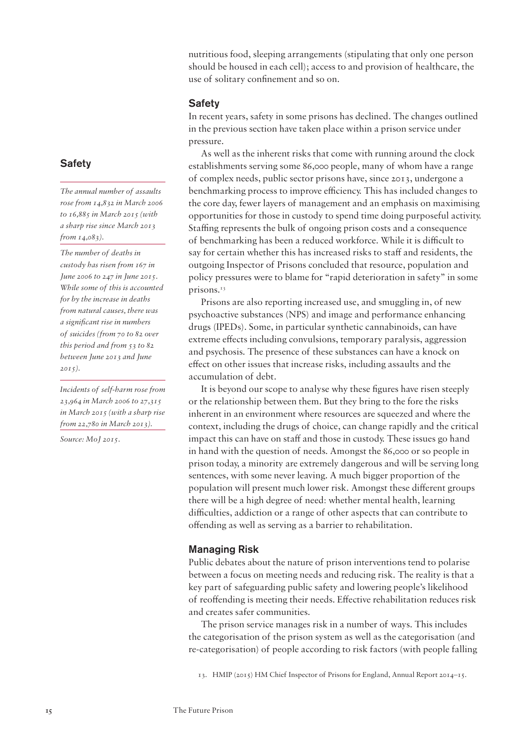nutritious food, sleeping arrangements (stipulating that only one person should be housed in each cell); access to and provision of healthcare, the use of solitary confinement and so on.

## Safety

In recent years, safety in some prisons has declined. The changes outlined in the previous section have taken place within a prison service under pressure.

As well as the inherent risks that come with running around the clock establishments serving some 86,000 people, many of whom have a range of complex needs, public sector prisons have, since 2013, undergone a benchmarking process to improve efficiency. This has included changes to the core day, fewer layers of management and an emphasis on maximising opportunities for those in custody to spend time doing purposeful activity. Staffing represents the bulk of ongoing prison costs and a consequence of benchmarking has been a reduced workforce. While it is difficult to say for certain whether this has increased risks to staff and residents, the outgoing Inspector of Prisons concluded that resource, population and policy pressures were to blame for "rapid deterioration in safety" in some prisons.[13]

Prisons are also reporting increased use, and smuggling in, of new psychoactive substances (NPS) and image and performance enhancing drugs (IPEDs). Some, in particular synthetic cannabinoids, can have extreme effects including convulsions, temporary paralysis, aggression and psychosis. The presence of these substances can have a knock on effect on other issues that increase risks, including assaults and the accumulation of debt.

It is beyond our scope to analyse why these figures have risen steeply or the relationship between them. But they bring to the fore the risks inherent in an environment where resources are squeezed and where the context, including the drugs of choice, can change rapidly and the critical impact this can have on staff and those in custody. These issues go hand in hand with the question of needs. Amongst the 86,000 or so people in prison today, a minority are extremely dangerous and will be serving long sentences, with some never leaving. A much bigger proportion of the population will present much lower risk. Amongst these different groups there will be a high degree of need: whether mental health, learning difficulties, addiction or a range of other aspects that can contribute to offending as well as serving as a barrier to rehabilitation.

> **Safety**
>
> *The annual number of assaults rose from 14,832 in March 2006 to 16,885 in March 2015 (with a sharp rise since March 2013 from 14,083).*
>
> *The number of deaths in custody has risen from 167 in June 2006 to 247 in June 2015. While some of this is accounted for by the increase in deaths from natural causes, there was a significant rise in numbers of suicides (from 70 to 82 over this period and from 53 to 82 between June 2013 and June 2015).*
>
> *Incidents of self-harm rose from 23,964 in March 2006 to 27,315 in March 2015 (with a sharp rise from 22,780 in March 2013).*
>
> *Source: MoJ 2015.*

## Managing Risk

Public debates about the nature of prison interventions tend to polarise between a focus on meeting needs and reducing risk. The reality is that a key part of safeguarding public safety and lowering people's likelihood of reoffending is meeting their needs. Effective rehabilitation reduces risk and creates safer communities.

The prison service manages risk in a number of ways. This includes the categorisation of the prison system as well as the categorisation (and re-categorisation) of people according to risk factors (with people falling

13. HMIP (2015) HM Chief Inspector of Prisons for England, Annual Report 2014–15.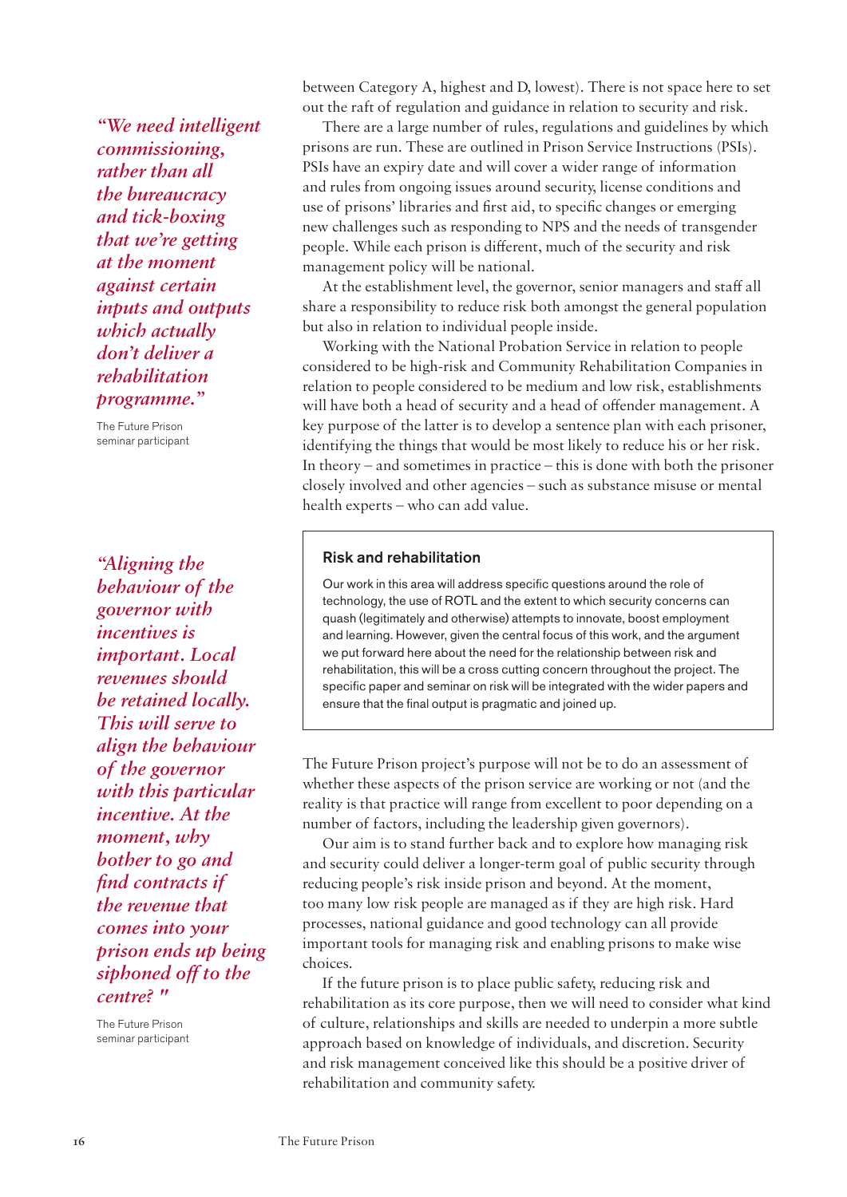between Category A, highest and D, lowest). There is not space here to set out the raft of regulation and guidance in relation to security and risk.

There are a large number of rules, regulations and guidelines by which prisons are run. These are outlined in Prison Service Instructions (PSIs). PSIs have an expiry date and will cover a wider range of information and rules from ongoing issues around security, license conditions and use of prisons' libraries and first aid, to specific changes or emerging new challenges such as responding to NPS and the needs of transgender people. While each prison is different, much of the security and risk management policy will be national.

At the establishment level, the governor, senior managers and staff all share a responsibility to reduce risk both amongst the general population but also in relation to individual people inside.

Working with the National Probation Service in relation to people considered to be high-risk and Community Rehabilitation Companies in relation to people considered to be medium and low risk, establishments will have both a head of security and a head of offender management. A key purpose of the latter is to develop a sentence plan with each prisoner, identifying the things that would be most likely to reduce his or her risk. In theory – and sometimes in practice – this is done with both the prisoner closely involved and other agencies – such as substance misuse or mental health experts – who can add value.

> *"We need intelligent commissioning, rather than all the bureaucracy and tick-boxing that we're getting at the moment against certain inputs and outputs which actually don't deliver a rehabilitation programme."*
>
> The Future Prison seminar participant

### Risk and rehabilitation

Our work in this area will address specific questions around the role of technology, the use of ROTL and the extent to which security concerns can quash (legitimately and otherwise) attempts to innovate, boost employment and learning. However, given the central focus of this work, and the argument we put forward here about the need for the relationship between risk and rehabilitation, this will be a cross cutting concern throughout the project. The specific paper and seminar on risk will be integrated with the wider papers and ensure that the final output is pragmatic and joined up.

> *"Aligning the behaviour of the governor with incentives is important. Local revenues should be retained locally. This will serve to align the behaviour of the governor with this particular incentive. At the moment, why bother to go and find contracts if the revenue that comes into your prison ends up being siphoned off to the centre? "*
>
> The Future Prison seminar participant

The Future Prison project's purpose will not be to do an assessment of whether these aspects of the prison service are working or not (and the reality is that practice will range from excellent to poor depending on a number of factors, including the leadership given governors).

Our aim is to stand further back and to explore how managing risk and security could deliver a longer-term goal of public security through reducing people's risk inside prison and beyond. At the moment, too many low risk people are managed as if they are high risk. Hard processes, national guidance and good technology can all provide important tools for managing risk and enabling prisons to make wise choices.

If the future prison is to place public safety, reducing risk and rehabilitation as its core purpose, then we will need to consider what kind of culture, relationships and skills are needed to underpin a more subtle approach based on knowledge of individuals, and discretion. Security and risk management conceived like this should be a positive driver of rehabilitation and community safety.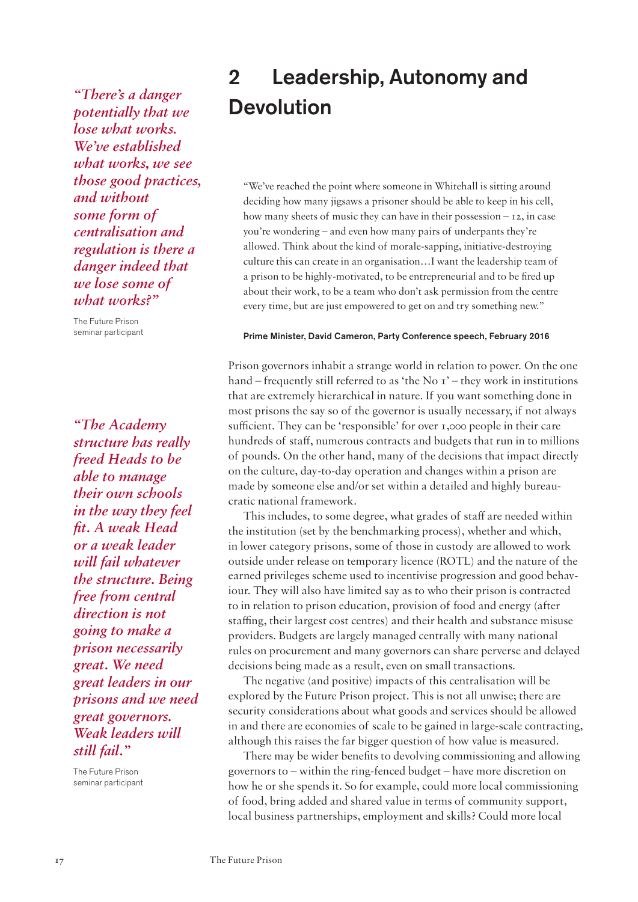## 2 Leadership, Autonomy and Devolution

*"There's a danger potentially that we lose what works. We've established what works, we see those good practices, and without some form of centralisation and regulation is there a danger indeed that we lose some of what works?"*

The Future Prison seminar participant

> "We've reached the point where someone in Whitehall is sitting around deciding how many jigsaws a prisoner should be able to keep in his cell, how many sheets of music they can have in their possession – 12, in case you're wondering – and even how many pairs of underpants they're allowed. Think about the kind of morale-sapping, initiative-destroying culture this can create in an organisation…I want the leadership team of a prison to be highly-motivated, to be entrepreneurial and to be fired up about their work, to be a team who don't ask permission from the centre every time, but are just empowered to get on and try something new."

**Prime Minister, David Cameron, Party Conference speech, February 2016**

Prison governors inhabit a strange world in relation to power. On the one hand – frequently still referred to as 'the No 1' – they work in institutions that are extremely hierarchical in nature. If you want something done in most prisons the say so of the governor is usually necessary, if not always sufficient. They can be 'responsible' for over 1,000 people in their care hundreds of staff, numerous contracts and budgets that run in to millions of pounds. On the other hand, many of the decisions that impact directly on the culture, day-to-day operation and changes within a prison are made by someone else and/or set within a detailed and highly bureaucratic national framework.

This includes, to some degree, what grades of staff are needed within the institution (set by the benchmarking process), whether and which, in lower category prisons, some of those in custody are allowed to work outside under release on temporary licence (ROTL) and the nature of the earned privileges scheme used to incentivise progression and good behaviour. They will also have limited say as to who their prison is contracted to in relation to prison education, provision of food and energy (after staffing, their largest cost centres) and their health and substance misuse providers. Budgets are largely managed centrally with many national rules on procurement and many governors can share perverse and delayed decisions being made as a result, even on small transactions.

*"The Academy structure has really freed Heads to be able to manage their own schools in the way they feel fit. A weak Head or a weak leader will fail whatever the structure. Being free from central direction is not going to make a prison necessarily great. We need great leaders in our prisons and we need great governors. Weak leaders will still fail."*

The Future Prison seminar participant

The negative (and positive) impacts of this centralisation will be explored by the Future Prison project. This is not all unwise; there are security considerations about what goods and services should be allowed in and there are economies of scale to be gained in large-scale contracting, although this raises the far bigger question of how value is measured.

There may be wider benefits to devolving commissioning and allowing governors to – within the ring-fenced budget – have more discretion on how he or she spends it. So for example, could more local commissioning of food, bring added and shared value in terms of community support, local business partnerships, employment and skills? Could more local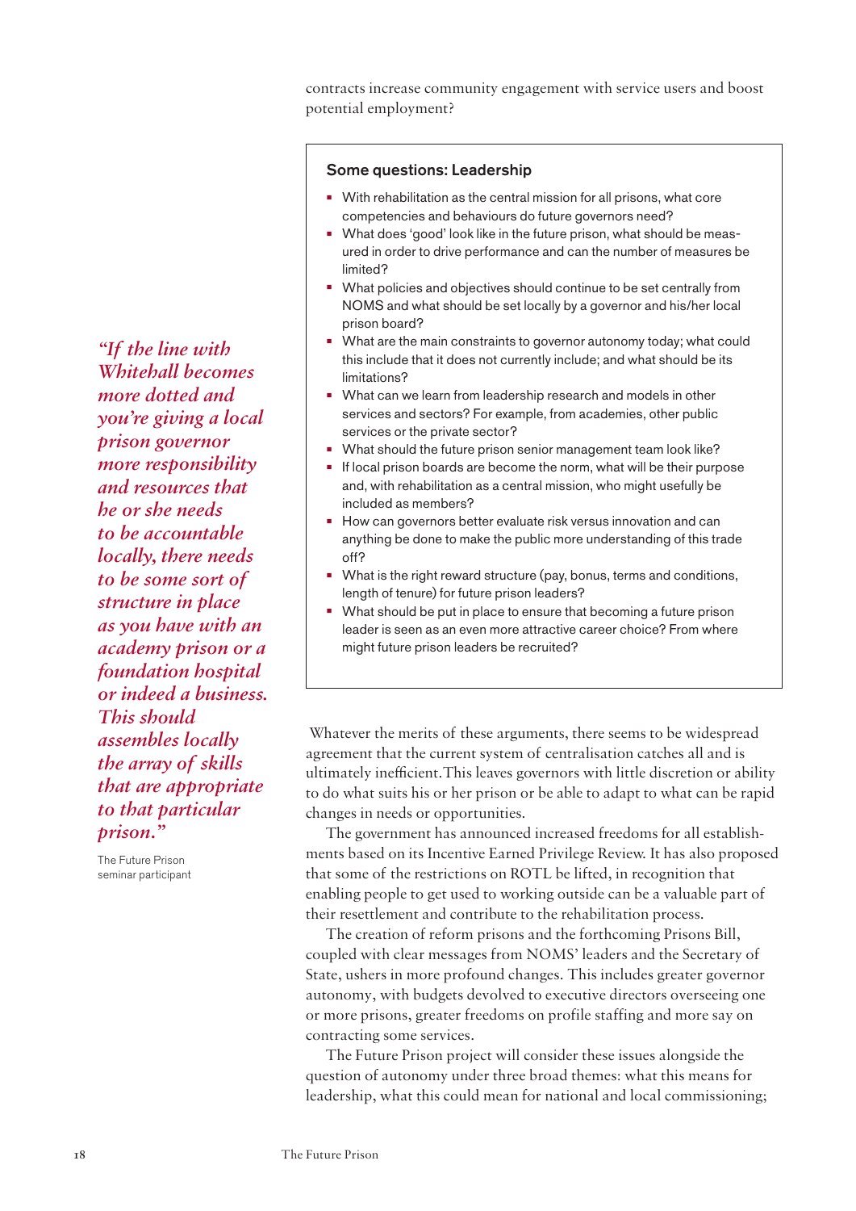contracts increase community engagement with service users and boost potential employment?

### Some questions: Leadership

- With rehabilitation as the central mission for all prisons, what core competencies and behaviours do future governors need?
- What does 'good' look like in the future prison, what should be measured in order to drive performance and can the number of measures be limited?
- What policies and objectives should continue to be set centrally from NOMS and what should be set locally by a governor and his/her local prison board?
- What are the main constraints to governor autonomy today; what could this include that it does not currently include; and what should be its limitations?
- What can we learn from leadership research and models in other services and sectors? For example, from academies, other public services or the private sector?
- What should the future prison senior management team look like?
- If local prison boards are become the norm, what will be their purpose and, with rehabilitation as a central mission, who might usefully be included as members?
- How can governors better evaluate risk versus innovation and can anything be done to make the public more understanding of this trade off?
- What is the right reward structure (pay, bonus, terms and conditions, length of tenure) for future prison leaders?
- What should be put in place to ensure that becoming a future prison leader is seen as an even more attractive career choice? From where might future prison leaders be recruited?

> *"If the line with Whitehall becomes more dotted and you're giving a local prison governor more responsibility and resources that he or she needs to be accountable locally, there needs to be some sort of structure in place as you have with an academy prison or a foundation hospital or indeed a business. This should assembles locally the array of skills that are appropriate to that particular prison."*
>
> The Future Prison seminar participant

Whatever the merits of these arguments, there seems to be widespread agreement that the current system of centralisation catches all and is ultimately inefficient. This leaves governors with little discretion or ability to do what suits his or her prison or be able to adapt to what can be rapid changes in needs or opportunities.

The government has announced increased freedoms for all establishments based on its Incentive Earned Privilege Review. It has also proposed that some of the restrictions on ROTL be lifted, in recognition that enabling people to get used to working outside can be a valuable part of their resettlement and contribute to the rehabilitation process.

The creation of reform prisons and the forthcoming Prisons Bill, coupled with clear messages from NOMS' leaders and the Secretary of State, ushers in more profound changes. This includes greater governor autonomy, with budgets devolved to executive directors overseeing one or more prisons, greater freedoms on profile staffing and more say on contracting some services.

The Future Prison project will consider these issues alongside the question of autonomy under three broad themes: what this means for leadership, what this could mean for national and local commissioning;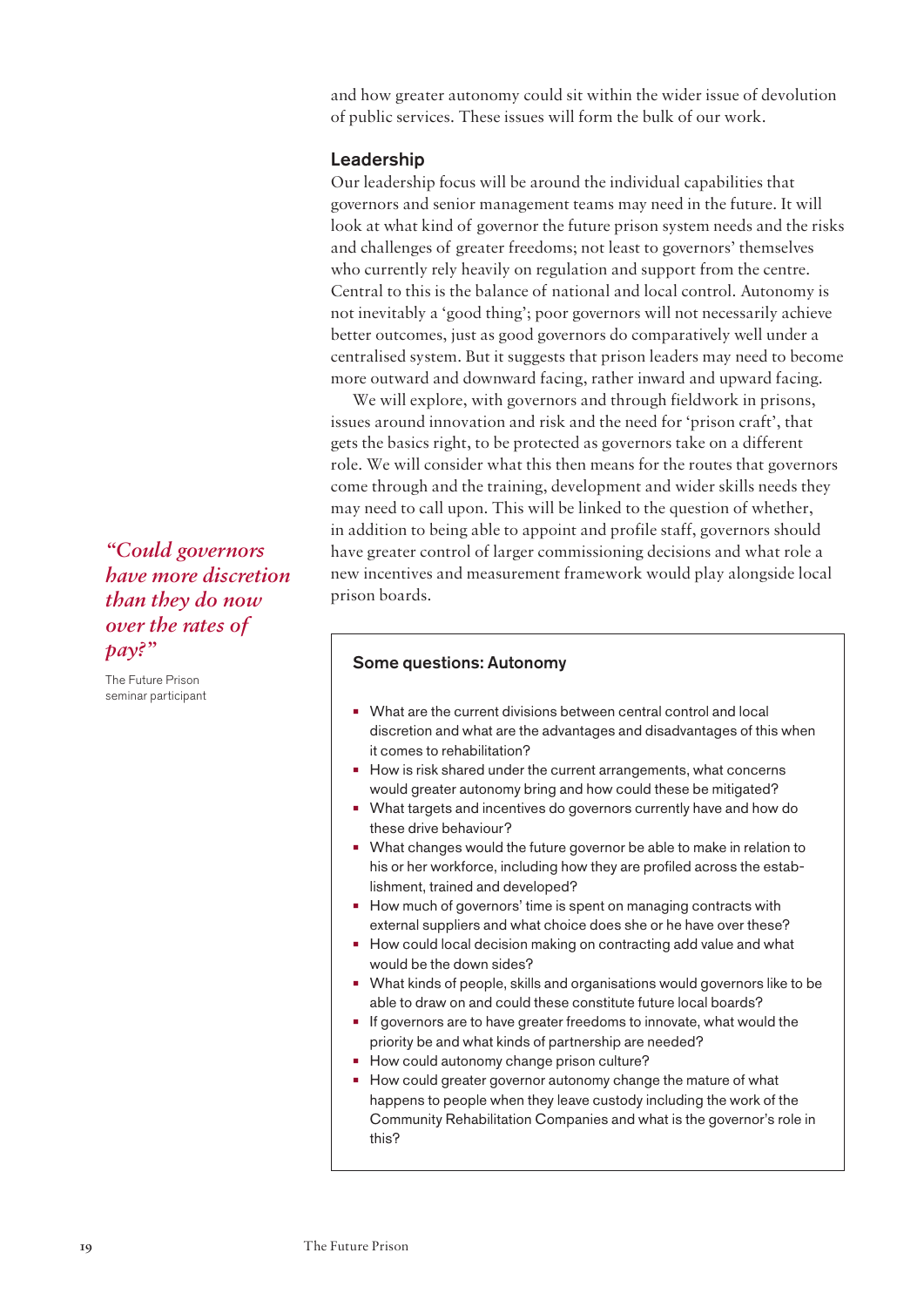and how greater autonomy could sit within the wider issue of devolution of public services. These issues will form the bulk of our work.

### Leadership

Our leadership focus will be around the individual capabilities that governors and senior management teams may need in the future. It will look at what kind of governor the future prison system needs and the risks and challenges of greater freedoms; not least to governors' themselves who currently rely heavily on regulation and support from the centre. Central to this is the balance of national and local control. Autonomy is not inevitably a 'good thing'; poor governors will not necessarily achieve better outcomes, just as good governors do comparatively well under a centralised system. But it suggests that prison leaders may need to become more outward and downward facing, rather inward and upward facing.

We will explore, with governors and through fieldwork in prisons, issues around innovation and risk and the need for 'prison craft', that gets the basics right, to be protected as governors take on a different role. We will consider what this then means for the routes that governors come through and the training, development and wider skills needs they may need to call upon. This will be linked to the question of whether, in addition to being able to appoint and profile staff, governors should have greater control of larger commissioning decisions and what role a new incentives and measurement framework would play alongside local prison boards.

> *"Could governors have more discretion than they do now over the rates of pay?"*
>
> The Future Prison seminar participant

#### Some questions: Autonomy

- What are the current divisions between central control and local discretion and what are the advantages and disadvantages of this when it comes to rehabilitation?
- How is risk shared under the current arrangements, what concerns would greater autonomy bring and how could these be mitigated?
- What targets and incentives do governors currently have and how do these drive behaviour?
- What changes would the future governor be able to make in relation to his or her workforce, including how they are profiled across the establishment, trained and developed?
- How much of governors' time is spent on managing contracts with external suppliers and what choice does she or he have over these?
- How could local decision making on contracting add value and what would be the down sides?
- What kinds of people, skills and organisations would governors like to be able to draw on and could these constitute future local boards?
- If governors are to have greater freedoms to innovate, what would the priority be and what kinds of partnership are needed?
- How could autonomy change prison culture?
- How could greater governor autonomy change the mature of what happens to people when they leave custody including the work of the Community Rehabilitation Companies and what is the governor's role in this?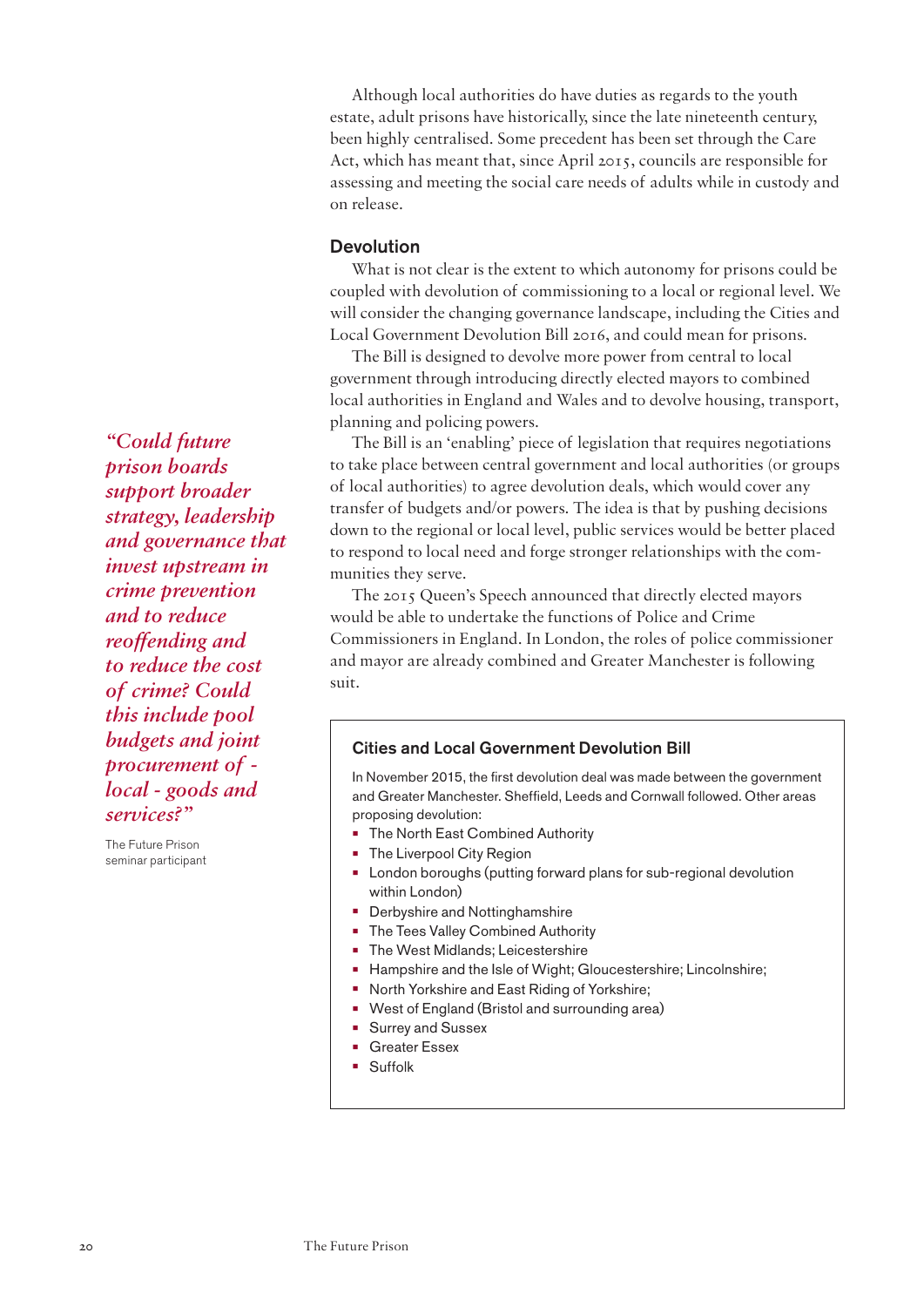Although local authorities do have duties as regards to the youth estate, adult prisons have historically, since the late nineteenth century, been highly centralised. Some precedent has been set through the Care Act, which has meant that, since April 2015, councils are responsible for assessing and meeting the social care needs of adults while in custody and on release.

## Devolution

What is not clear is the extent to which autonomy for prisons could be coupled with devolution of commissioning to a local or regional level. We will consider the changing governance landscape, including the Cities and Local Government Devolution Bill 2016, and could mean for prisons.

The Bill is designed to devolve more power from central to local government through introducing directly elected mayors to combined local authorities in England and Wales and to devolve housing, transport, planning and policing powers.

The Bill is an 'enabling' piece of legislation that requires negotiations to take place between central government and local authorities (or groups of local authorities) to agree devolution deals, which would cover any transfer of budgets and/or powers. The idea is that by pushing decisions down to the regional or local level, public services would be better placed to respond to local need and forge stronger relationships with the communities they serve.

The 2015 Queen's Speech announced that directly elected mayors would be able to undertake the functions of Police and Crime Commissioners in England. In London, the roles of police commissioner and mayor are already combined and Greater Manchester is following suit.

> *"Could future prison boards support broader strategy, leadership and governance that invest upstream in crime prevention and to reduce reoffending and to reduce the cost of crime? Could this include pool budgets and joint procurement of - local - goods and services?"*
>
> The Future Prison seminar participant

### Cities and Local Government Devolution Bill

In November 2015, the first devolution deal was made between the government and Greater Manchester. Sheffield, Leeds and Cornwall followed. Other areas proposing devolution:

- The North East Combined Authority
- The Liverpool City Region
- London boroughs (putting forward plans for sub-regional devolution within London)
- Derbyshire and Nottinghamshire
- The Tees Valley Combined Authority
- The West Midlands; Leicestershire
- Hampshire and the Isle of Wight; Gloucestershire; Lincolnshire;
- North Yorkshire and East Riding of Yorkshire;
- West of England (Bristol and surrounding area)
- Surrey and Sussex
- Greater Essex
- Suffolk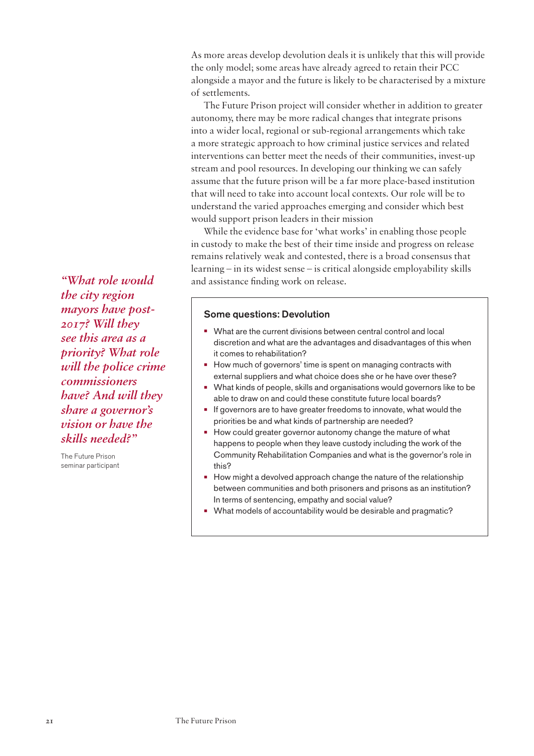As more areas develop devolution deals it is unlikely that this will provide the only model; some areas have already agreed to retain their PCC alongside a mayor and the future is likely to be characterised by a mixture of settlements.

The Future Prison project will consider whether in addition to greater autonomy, there may be more radical changes that integrate prisons into a wider local, regional or sub-regional arrangements which take a more strategic approach to how criminal justice services and related interventions can better meet the needs of their communities, invest-up stream and pool resources. In developing our thinking we can safely assume that the future prison will be a far more place-based institution that will need to take into account local contexts. Our role will be to understand the varied approaches emerging and consider which best would support prison leaders in their mission

While the evidence base for 'what works' in enabling those people in custody to make the best of their time inside and progress on release remains relatively weak and contested, there is a broad consensus that learning – in its widest sense – is critical alongside employability skills and assistance finding work on release.

*"What role would the city region mayors have post-2017? Will they see this area as a priority? What role will the police crime commissioners have? And will they share a governor's vision or have the skills needed?"*

The Future Prison seminar participant

### Some questions: Devolution

- What are the current divisions between central control and local discretion and what are the advantages and disadvantages of this when it comes to rehabilitation?
- How much of governors' time is spent on managing contracts with external suppliers and what choice does she or he have over these?
- What kinds of people, skills and organisations would governors like to be able to draw on and could these constitute future local boards?
- If governors are to have greater freedoms to innovate, what would the priorities be and what kinds of partnership are needed?
- How could greater governor autonomy change the mature of what happens to people when they leave custody including the work of the Community Rehabilitation Companies and what is the governor's role in this?
- How might a devolved approach change the nature of the relationship between communities and both prisoners and prisons as an institution? In terms of sentencing, empathy and social value?
- What models of accountability would be desirable and pragmatic?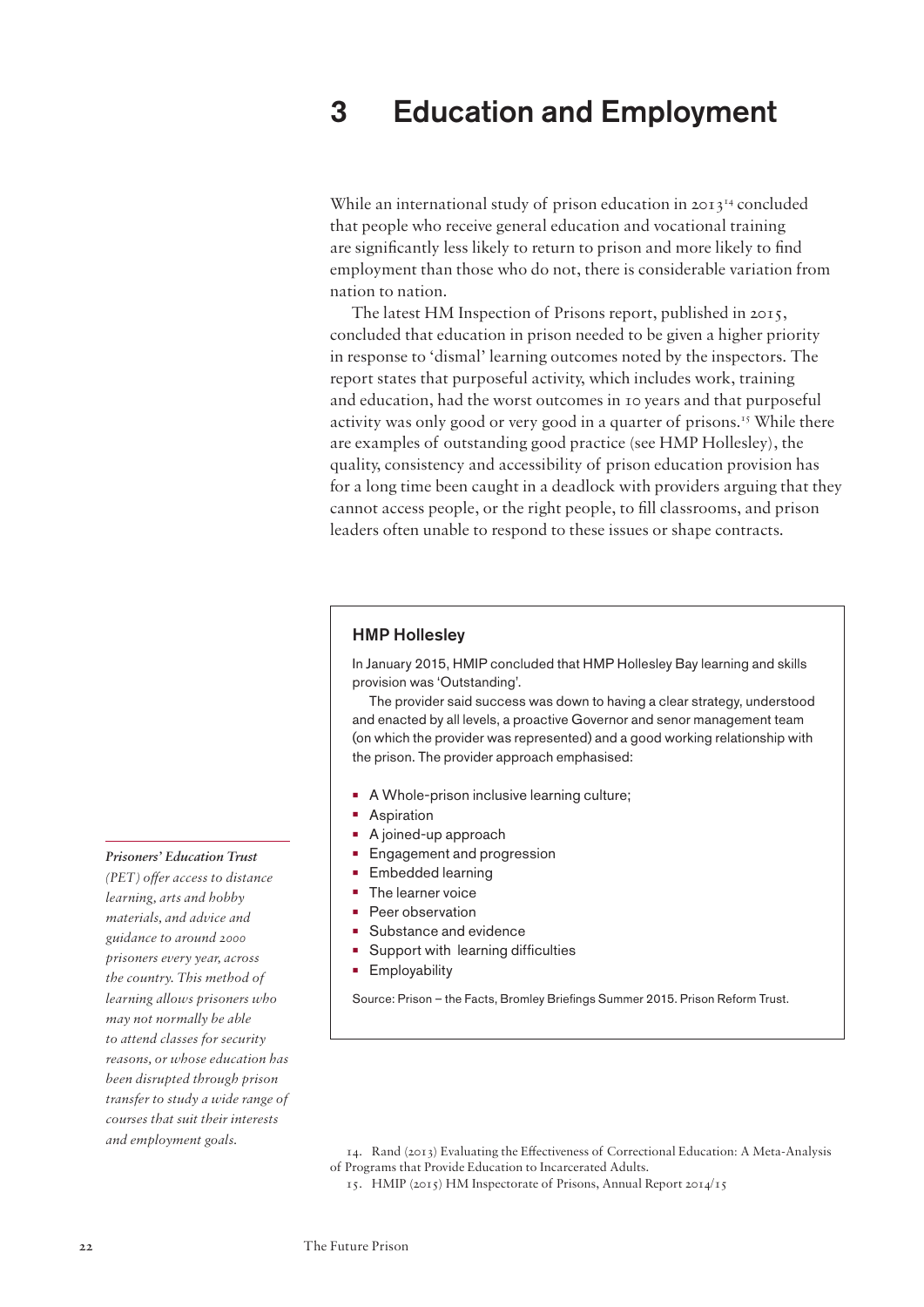# 3 Education and Employment

While an international study of prison education in 2013[14] concluded that people who receive general education and vocational training are significantly less likely to return to prison and more likely to find employment than those who do not, there is considerable variation from nation to nation.

The latest HM Inspection of Prisons report, published in 2015, concluded that education in prison needed to be given a higher priority in response to 'dismal' learning outcomes noted by the inspectors. The report states that purposeful activity, which includes work, training and education, had the worst outcomes in 10 years and that purposeful activity was only good or very good in a quarter of prisons.[15] While there are examples of outstanding good practice (see HMP Hollesley), the quality, consistency and accessibility of prison education provision has for a long time been caught in a deadlock with providers arguing that they cannot access people, or the right people, to fill classrooms, and prison leaders often unable to respond to these issues or shape contracts.

### HMP Hollesley

In January 2015, HMIP concluded that HMP Hollesley Bay learning and skills provision was 'Outstanding'.

The provider said success was down to having a clear strategy, understood and enacted by all levels, a proactive Governor and senor management team (on which the provider was represented) and a good working relationship with the prison. The provider approach emphasised:

- A Whole-prison inclusive learning culture;
- Aspiration
- A joined-up approach
- Engagement and progression
- Embedded learning
- The learner voice
- Peer observation
- Substance and evidence
- Support with learning difficulties
- Employability

Source: Prison – the Facts, Bromley Briefings Summer 2015. Prison Reform Trust.

***Prisoners' Education Trust*** *(PET) offer access to distance learning, arts and hobby materials, and advice and guidance to around 2000 prisoners every year, across the country. This method of learning allows prisoners who may not normally be able to attend classes for security reasons, or whose education has been disrupted through prison transfer to study a wide range of courses that suit their interests and employment goals.*

14. Rand (2013) Evaluating the Effectiveness of Correctional Education: A Meta-Analysis of Programs that Provide Education to Incarcerated Adults.

15. HMIP (2015) HM Inspectorate of Prisons, Annual Report 2014/15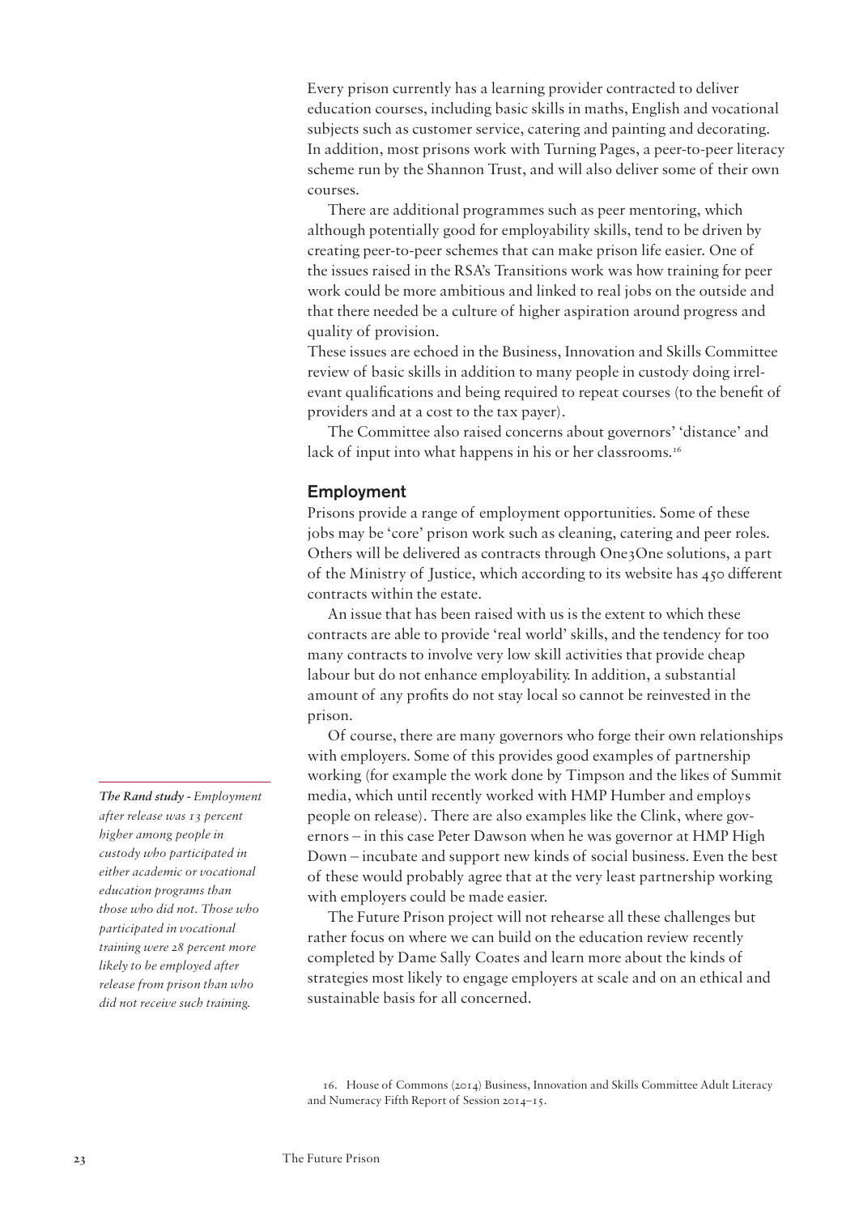Every prison currently has a learning provider contracted to deliver education courses, including basic skills in maths, English and vocational subjects such as customer service, catering and painting and decorating. In addition, most prisons work with Turning Pages, a peer-to-peer literacy scheme run by the Shannon Trust, and will also deliver some of their own courses.

There are additional programmes such as peer mentoring, which although potentially good for employability skills, tend to be driven by creating peer-to-peer schemes that can make prison life easier. One of the issues raised in the RSA's Transitions work was how training for peer work could be more ambitious and linked to real jobs on the outside and that there needed be a culture of higher aspiration around progress and quality of provision.

These issues are echoed in the Business, Innovation and Skills Committee review of basic skills in addition to many people in custody doing irrelevant qualifications and being required to repeat courses (to the benefit of providers and at a cost to the tax payer).

The Committee also raised concerns about governors' 'distance' and lack of input into what happens in his or her classrooms.[16]

## Employment

Prisons provide a range of employment opportunities. Some of these jobs may be 'core' prison work such as cleaning, catering and peer roles. Others will be delivered as contracts through One3One solutions, a part of the Ministry of Justice, which according to its website has 450 different contracts within the estate.

An issue that has been raised with us is the extent to which these contracts are able to provide 'real world' skills, and the tendency for too many contracts to involve very low skill activities that provide cheap labour but do not enhance employability. In addition, a substantial amount of any profits do not stay local so cannot be reinvested in the prison.

Of course, there are many governors who forge their own relationships with employers. Some of this provides good examples of partnership working (for example the work done by Timpson and the likes of Summit media, which until recently worked with HMP Humber and employs people on release). There are also examples like the Clink, where governors – in this case Peter Dawson when he was governor at HMP High Down – incubate and support new kinds of social business. Even the best of these would probably agree that at the very least partnership working with employers could be made easier.

*__The Rand study__ - Employment after release was 13 percent higher among people in custody who participated in either academic or vocational education programs than those who did not. Those who participated in vocational training were 28 percent more likely to be employed after release from prison than who did not receive such training.*

The Future Prison project will not rehearse all these challenges but rather focus on where we can build on the education review recently completed by Dame Sally Coates and learn more about the kinds of strategies most likely to engage employers at scale and on an ethical and sustainable basis for all concerned.

16. House of Commons (2014) Business, Innovation and Skills Committee Adult Literacy and Numeracy Fifth Report of Session 2014–15.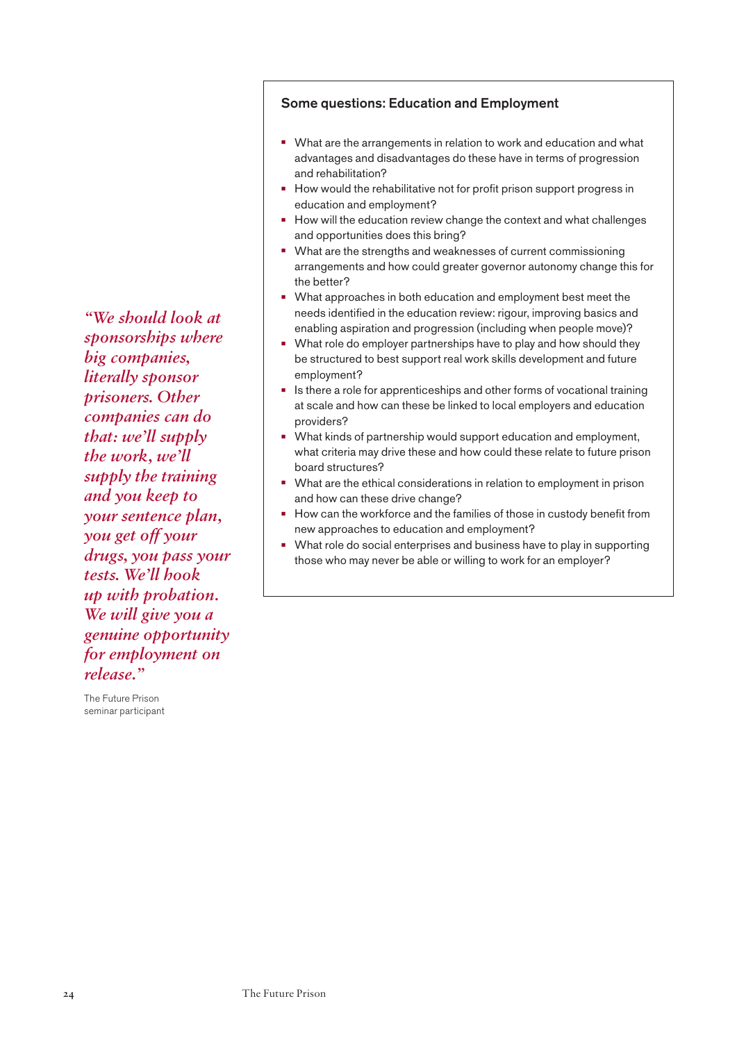*"We should look at sponsorships where big companies, literally sponsor prisoners. Other companies can do that: we'll supply the work, we'll supply the training and you keep to your sentence plan, you get off your drugs, you pass your tests. We'll hook up with probation. We will give you a genuine opportunity for employment on release."*

The Future Prison seminar participant

### Some questions: Education and Employment

- What are the arrangements in relation to work and education and what advantages and disadvantages do these have in terms of progression and rehabilitation?
- How would the rehabilitative not for profit prison support progress in education and employment?
- How will the education review change the context and what challenges and opportunities does this bring?
- What are the strengths and weaknesses of current commissioning arrangements and how could greater governor autonomy change this for the better?
- What approaches in both education and employment best meet the needs identified in the education review: rigour, improving basics and enabling aspiration and progression (including when people move)?
- What role do employer partnerships have to play and how should they be structured to best support real work skills development and future employment?
- Is there a role for apprenticeships and other forms of vocational training at scale and how can these be linked to local employers and education providers?
- What kinds of partnership would support education and employment, what criteria may drive these and how could these relate to future prison board structures?
- What are the ethical considerations in relation to employment in prison and how can these drive change?
- How can the workforce and the families of those in custody benefit from new approaches to education and employment?
- What role do social enterprises and business have to play in supporting those who may never be able or willing to work for an employer?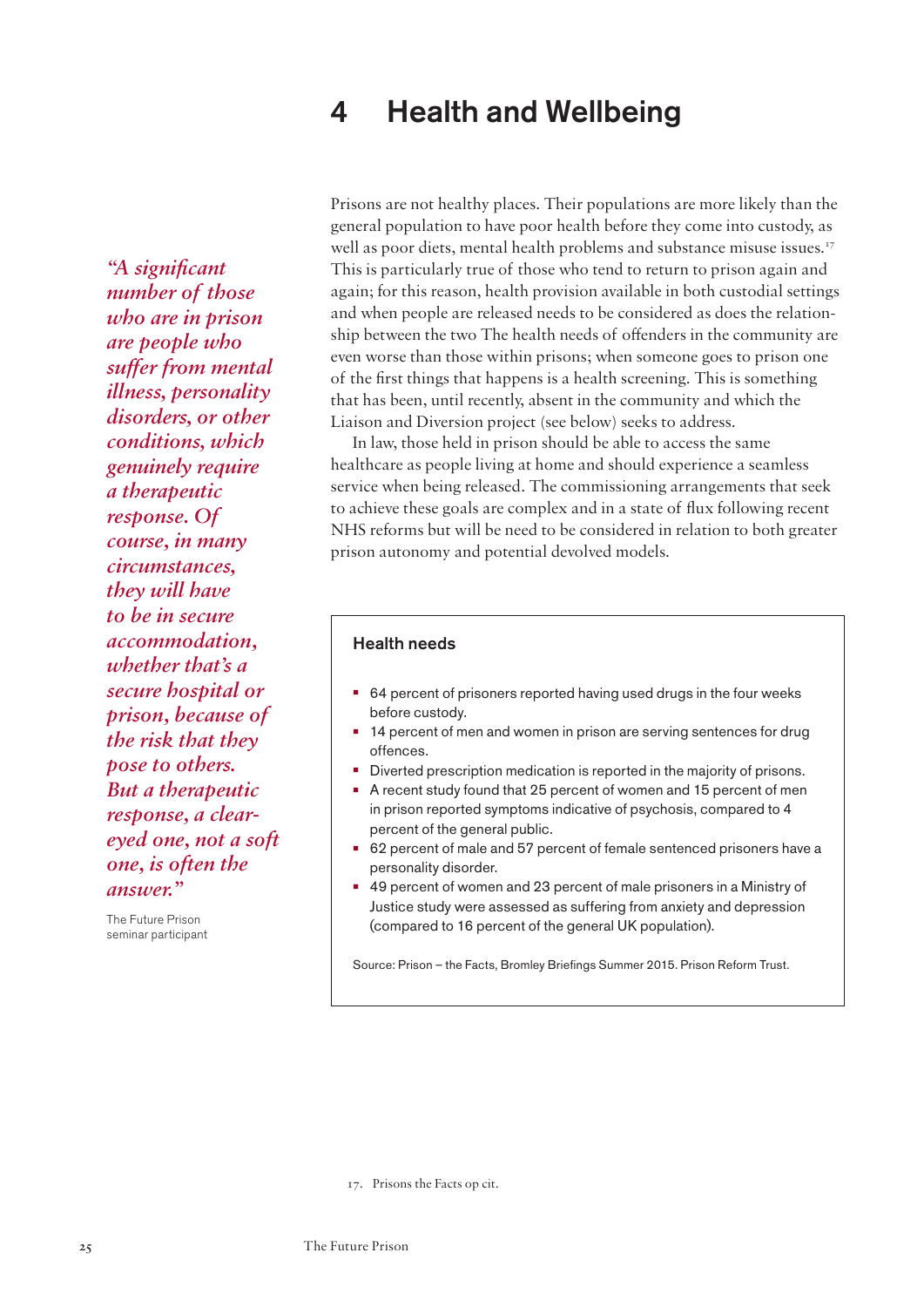# 4 Health and Wellbeing

*"A significant number of those who are in prison are people who suffer from mental illness, personality disorders, or other conditions, which genuinely require a therapeutic response. Of course, in many circumstances, they will have to be in secure accommodation, whether that's a secure hospital or prison, because of the risk that they pose to others. But a therapeutic response, a clear-eyed one, not a soft one, is often the answer."*

The Future Prison seminar participant

Prisons are not healthy places. Their populations are more likely than the general population to have poor health before they come into custody, as well as poor diets, mental health problems and substance misuse issues.[17] This is particularly true of those who tend to return to prison again and again; for this reason, health provision available in both custodial settings and when people are released needs to be considered as does the relationship between the two The health needs of offenders in the community are even worse than those within prisons; when someone goes to prison one of the first things that happens is a health screening. This is something that has been, until recently, absent in the community and which the Liaison and Diversion project (see below) seeks to address.

In law, those held in prison should be able to access the same healthcare as people living at home and should experience a seamless service when being released. The commissioning arrangements that seek to achieve these goals are complex and in a state of flux following recent NHS reforms but will be need to be considered in relation to both greater prison autonomy and potential devolved models.

### Health needs

- 64 percent of prisoners reported having used drugs in the four weeks before custody.
- 14 percent of men and women in prison are serving sentences for drug offences.
- Diverted prescription medication is reported in the majority of prisons.
- A recent study found that 25 percent of women and 15 percent of men in prison reported symptoms indicative of psychosis, compared to 4 percent of the general public.
- 62 percent of male and 57 percent of female sentenced prisoners have a personality disorder.
- 49 percent of women and 23 percent of male prisoners in a Ministry of Justice study were assessed as suffering from anxiety and depression (compared to 16 percent of the general UK population).

Source: Prison – the Facts, Bromley Briefings Summer 2015. Prison Reform Trust.

17. Prisons the Facts op cit.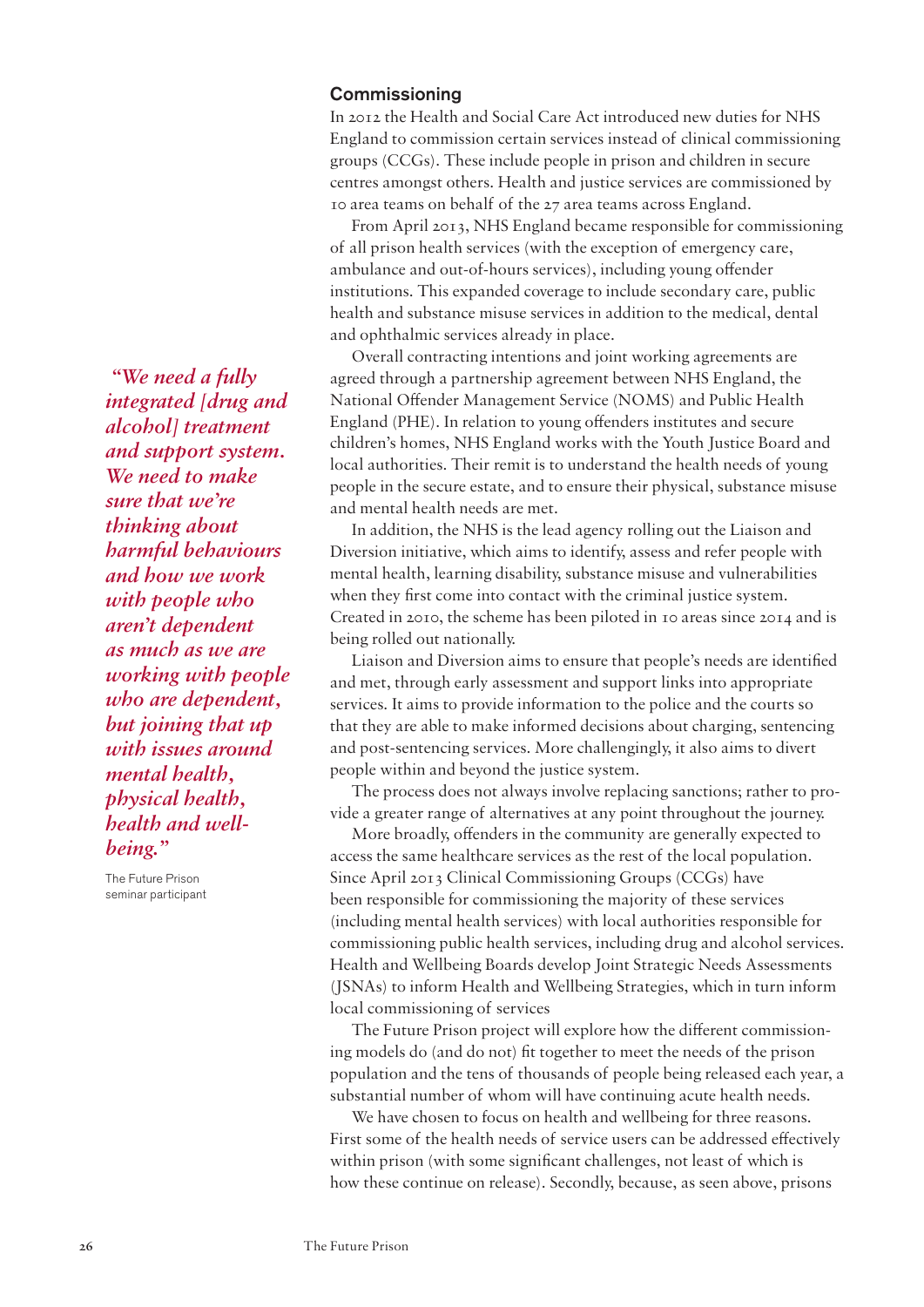## Commissioning

In 2012 the Health and Social Care Act introduced new duties for NHS England to commission certain services instead of clinical commissioning groups (CCGs). These include people in prison and children in secure centres amongst others. Health and justice services are commissioned by 10 area teams on behalf of the 27 area teams across England.

From April 2013, NHS England became responsible for commissioning of all prison health services (with the exception of emergency care, ambulance and out-of-hours services), including young offender institutions. This expanded coverage to include secondary care, public health and substance misuse services in addition to the medical, dental and ophthalmic services already in place.

Overall contracting intentions and joint working agreements are agreed through a partnership agreement between NHS England, the National Offender Management Service (NOMS) and Public Health England (PHE). In relation to young offenders institutes and secure children's homes, NHS England works with the Youth Justice Board and local authorities. Their remit is to understand the health needs of young people in the secure estate, and to ensure their physical, substance misuse and mental health needs are met.

In addition, the NHS is the lead agency rolling out the Liaison and Diversion initiative, which aims to identify, assess and refer people with mental health, learning disability, substance misuse and vulnerabilities when they first come into contact with the criminal justice system. Created in 2010, the scheme has been piloted in 10 areas since 2014 and is being rolled out nationally.

Liaison and Diversion aims to ensure that people's needs are identified and met, through early assessment and support links into appropriate services. It aims to provide information to the police and the courts so that they are able to make informed decisions about charging, sentencing and post-sentencing services. More challengingly, it also aims to divert people within and beyond the justice system.

The process does not always involve replacing sanctions; rather to provide a greater range of alternatives at any point throughout the journey.

More broadly, offenders in the community are generally expected to access the same healthcare services as the rest of the local population. Since April 2013 Clinical Commissioning Groups (CCGs) have been responsible for commissioning the majority of these services (including mental health services) with local authorities responsible for commissioning public health services, including drug and alcohol services. Health and Wellbeing Boards develop Joint Strategic Needs Assessments (JSNAs) to inform Health and Wellbeing Strategies, which in turn inform local commissioning of services

The Future Prison project will explore how the different commissioning models do (and do not) fit together to meet the needs of the prison population and the tens of thousands of people being released each year, a substantial number of whom will have continuing acute health needs.

We have chosen to focus on health and wellbeing for three reasons. First some of the health needs of service users can be addressed effectively within prison (with some significant challenges, not least of which is how these continue on release). Secondly, because, as seen above, prisons

> *"We need a fully integrated [drug and alcohol] treatment and support system. We need to make sure that we're thinking about harmful behaviours and how we work with people who aren't dependent as much as we are working with people who are dependent, but joining that up with issues around mental health, physical health, health and well-being."*
>
> The Future Prison seminar participant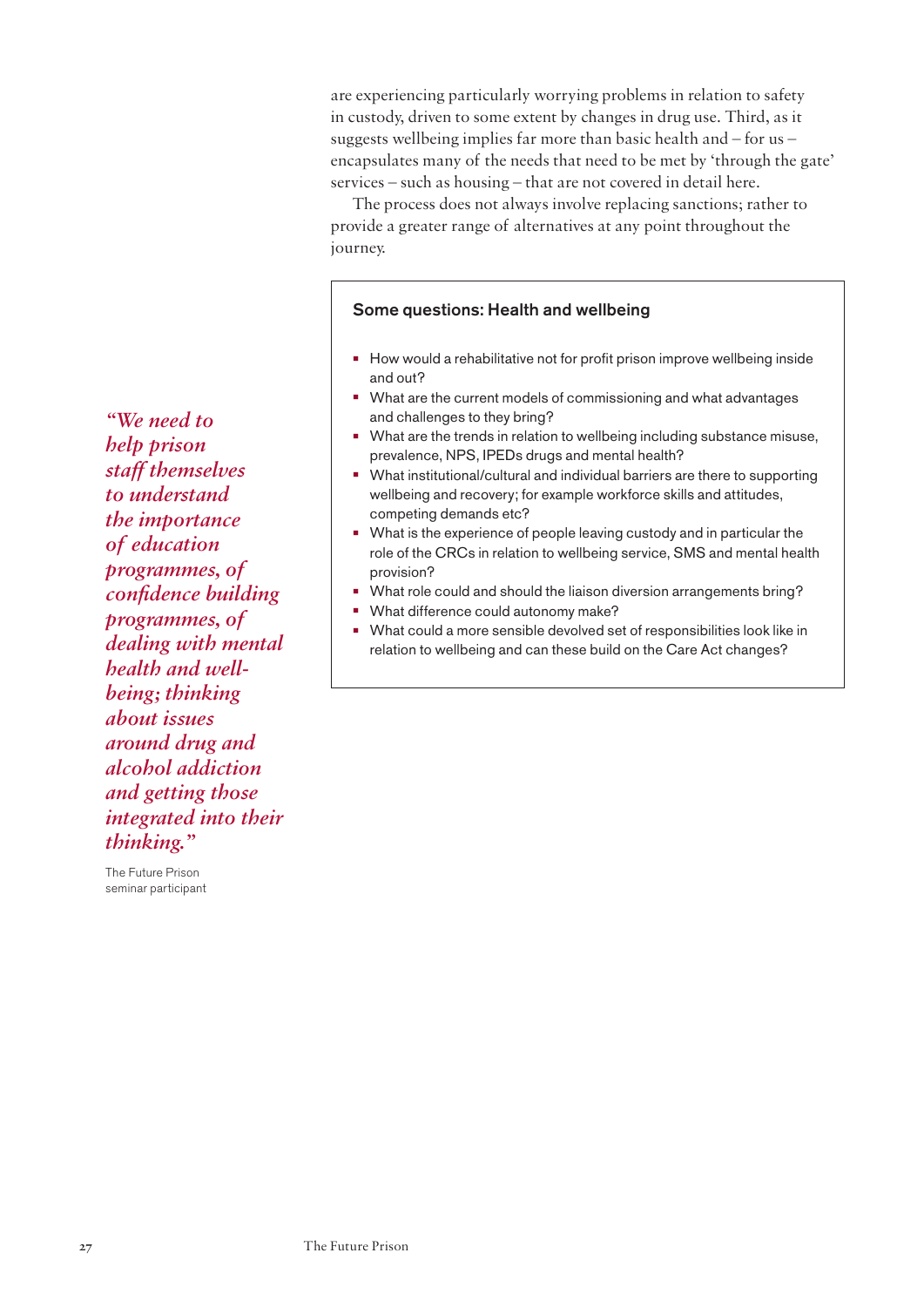are experiencing particularly worrying problems in relation to safety in custody, driven to some extent by changes in drug use. Third, as it suggests wellbeing implies far more than basic health and – for us – encapsulates many of the needs that need to be met by 'through the gate' services – such as housing – that are not covered in detail here.

The process does not always involve replacing sanctions; rather to provide a greater range of alternatives at any point throughout the journey.

### Some questions: Health and wellbeing

- How would a rehabilitative not for profit prison improve wellbeing inside and out?
- What are the current models of commissioning and what advantages and challenges to they bring?
- What are the trends in relation to wellbeing including substance misuse, prevalence, NPS, IPEDs drugs and mental health?
- What institutional/cultural and individual barriers are there to supporting wellbeing and recovery; for example workforce skills and attitudes, competing demands etc?
- What is the experience of people leaving custody and in particular the role of the CRCs in relation to wellbeing service, SMS and mental health provision?
- What role could and should the liaison diversion arrangements bring?
- What difference could autonomy make?
- What could a more sensible devolved set of responsibilities look like in relation to wellbeing and can these build on the Care Act changes?

*"We need to help prison staff themselves to understand the importance of education programmes, of confidence building programmes, of dealing with mental health and well-being; thinking about issues around drug and alcohol addiction and getting those integrated into their thinking."*

The Future Prison seminar participant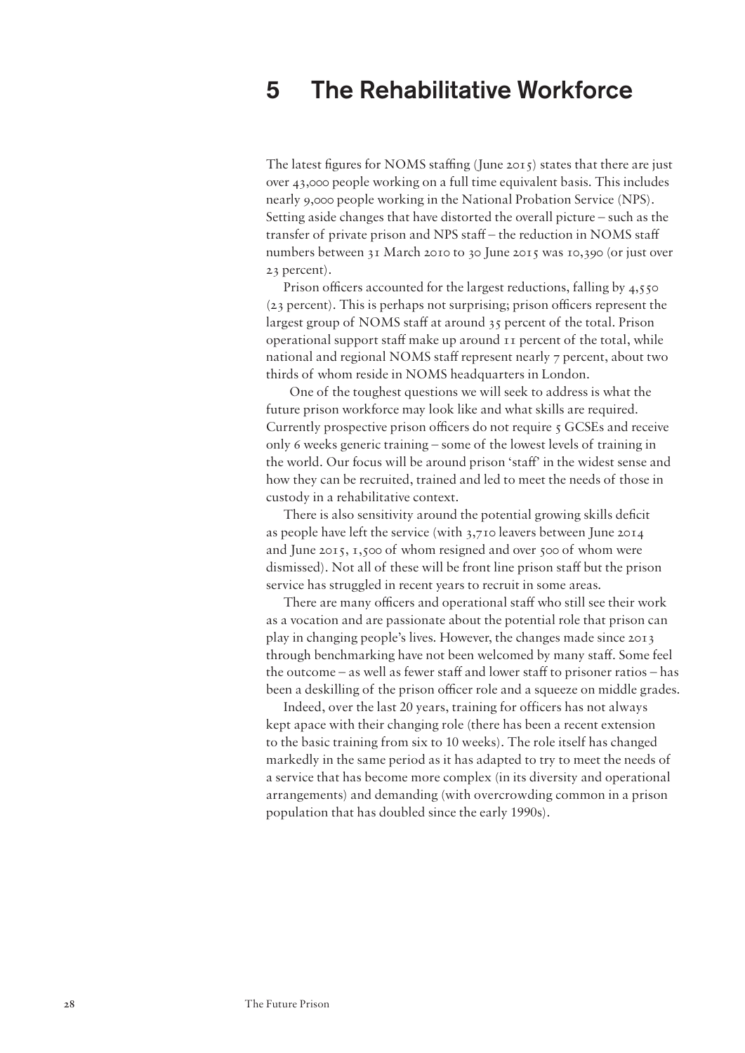# 5 The Rehabilitative Workforce

The latest figures for NOMS staffing (June 2015) states that there are just over 43,000 people working on a full time equivalent basis. This includes nearly 9,000 people working in the National Probation Service (NPS). Setting aside changes that have distorted the overall picture – such as the transfer of private prison and NPS staff – the reduction in NOMS staff numbers between 31 March 2010 to 30 June 2015 was 10,390 (or just over 23 percent).

Prison officers accounted for the largest reductions, falling by 4,550 (23 percent). This is perhaps not surprising; prison officers represent the largest group of NOMS staff at around 35 percent of the total. Prison operational support staff make up around 11 percent of the total, while national and regional NOMS staff represent nearly 7 percent, about two thirds of whom reside in NOMS headquarters in London.

One of the toughest questions we will seek to address is what the future prison workforce may look like and what skills are required. Currently prospective prison officers do not require 5 GCSEs and receive only 6 weeks generic training – some of the lowest levels of training in the world. Our focus will be around prison 'staff' in the widest sense and how they can be recruited, trained and led to meet the needs of those in custody in a rehabilitative context.

There is also sensitivity around the potential growing skills deficit as people have left the service (with 3,710 leavers between June 2014 and June 2015, 1,500 of whom resigned and over 500 of whom were dismissed). Not all of these will be front line prison staff but the prison service has struggled in recent years to recruit in some areas.

There are many officers and operational staff who still see their work as a vocation and are passionate about the potential role that prison can play in changing people's lives. However, the changes made since 2013 through benchmarking have not been welcomed by many staff. Some feel the outcome – as well as fewer staff and lower staff to prisoner ratios – has been a deskilling of the prison officer role and a squeeze on middle grades.

Indeed, over the last 20 years, training for officers has not always kept apace with their changing role (there has been a recent extension to the basic training from six to 10 weeks). The role itself has changed markedly in the same period as it has adapted to try to meet the needs of a service that has become more complex (in its diversity and operational arrangements) and demanding (with overcrowding common in a prison population that has doubled since the early 1990s).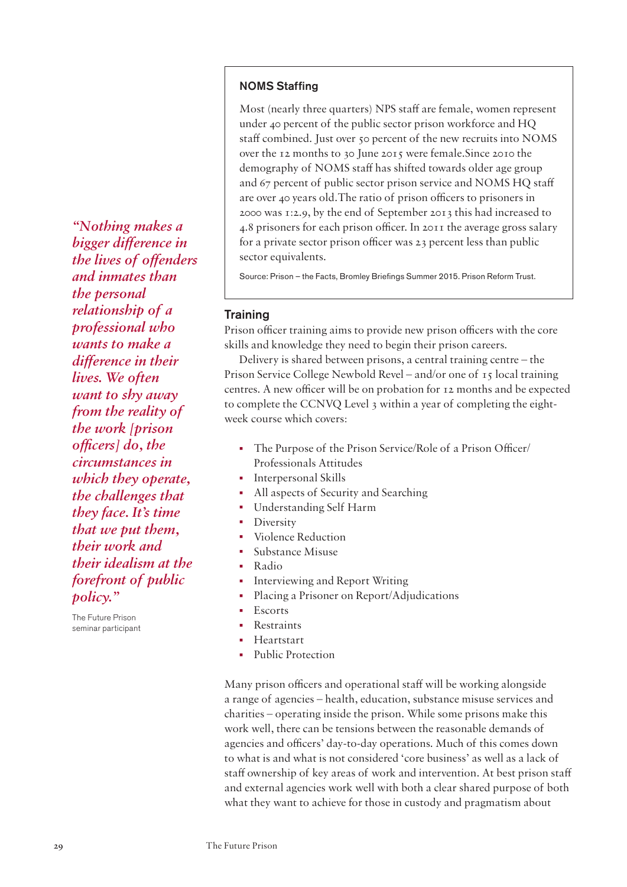## NOMS Staffing

Most (nearly three quarters) NPS staff are female, women represent under 40 percent of the public sector prison workforce and HQ staff combined. Just over 50 percent of the new recruits into NOMS over the 12 months to 30 June 2015 were female.Since 2010 the demography of NOMS staff has shifted towards older age group and 67 percent of public sector prison service and NOMS HQ staff are over 40 years old.The ratio of prison officers to prisoners in 2000 was 1:2.9, by the end of September 2013 this had increased to 4.8 prisoners for each prison officer. In 2011 the average gross salary for a private sector prison officer was 23 percent less than public sector equivalents.

Source: Prison – the Facts, Bromley Briefings Summer 2015. Prison Reform Trust.

*"Nothing makes a bigger difference in the lives of offenders and inmates than the personal relationship of a professional who wants to make a difference in their lives. We often want to shy away from the reality of the work [prison officers] do, the circumstances in which they operate, the challenges that they face. It's time that we put them, their work and their idealism at the forefront of public policy."*

The Future Prison seminar participant

## Training

Prison officer training aims to provide new prison officers with the core skills and knowledge they need to begin their prison careers.

Delivery is shared between prisons, a central training centre – the Prison Service College Newbold Revel – and/or one of 15 local training centres. A new officer will be on probation for 12 months and be expected to complete the CCNVQ Level 3 within a year of completing the eight-week course which covers:

- The Purpose of the Prison Service/Role of a Prison Officer/ Professionals Attitudes
- Interpersonal Skills
- All aspects of Security and Searching
- Understanding Self Harm
- Diversity
- Violence Reduction
- Substance Misuse
- Radio
- Interviewing and Report Writing
- Placing a Prisoner on Report/Adjudications
- Escorts
- Restraints
- Heartstart
- Public Protection

Many prison officers and operational staff will be working alongside a range of agencies – health, education, substance misuse services and charities – operating inside the prison. While some prisons make this work well, there can be tensions between the reasonable demands of agencies and officers' day-to-day operations. Much of this comes down to what is and what is not considered 'core business' as well as a lack of staff ownership of key areas of work and intervention. At best prison staff and external agencies work well with both a clear shared purpose of both what they want to achieve for those in custody and pragmatism about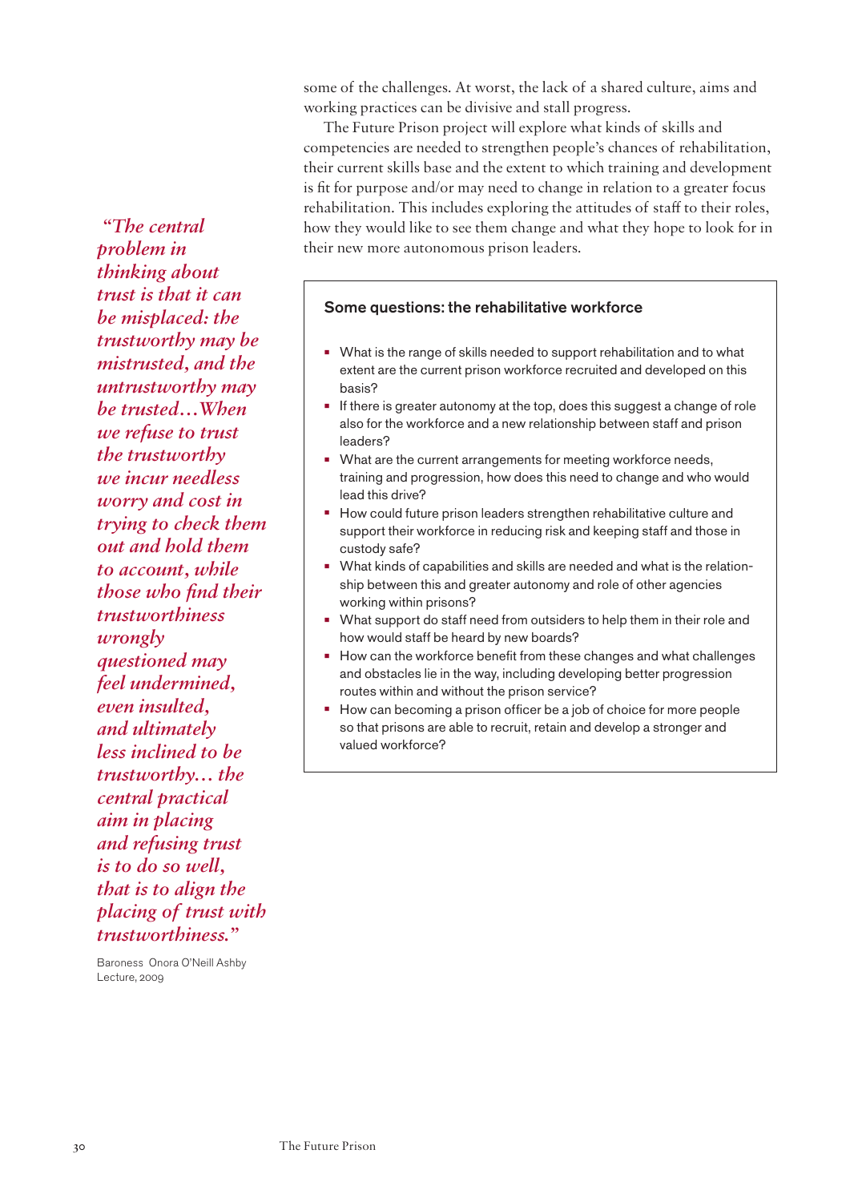some of the challenges. At worst, the lack of a shared culture, aims and working practices can be divisive and stall progress.

The Future Prison project will explore what kinds of skills and competencies are needed to strengthen people's chances of rehabilitation, their current skills base and the extent to which training and development is fit for purpose and/or may need to change in relation to a greater focus rehabilitation. This includes exploring the attitudes of staff to their roles, how they would like to see them change and what they hope to look for in their new more autonomous prison leaders.

*"The central problem in thinking about trust is that it can be misplaced: the trustworthy may be mistrusted, and the untrustworthy may be trusted…When we refuse to trust the trustworthy we incur needless worry and cost in trying to check them out and hold them to account, while those who find their trustworthiness wrongly questioned may feel undermined, even insulted, and ultimately less inclined to be trustworthy… the central practical aim in placing and refusing trust is to do so well, that is to align the placing of trust with trustworthiness."*

Baroness Onora O'Neill Ashby Lecture, 2009

### Some questions: the rehabilitative workforce

- What is the range of skills needed to support rehabilitation and to what extent are the current prison workforce recruited and developed on this basis?
- If there is greater autonomy at the top, does this suggest a change of role also for the workforce and a new relationship between staff and prison leaders?
- What are the current arrangements for meeting workforce needs, training and progression, how does this need to change and who would lead this drive?
- How could future prison leaders strengthen rehabilitative culture and support their workforce in reducing risk and keeping staff and those in custody safe?
- What kinds of capabilities and skills are needed and what is the relationship between this and greater autonomy and role of other agencies working within prisons?
- What support do staff need from outsiders to help them in their role and how would staff be heard by new boards?
- How can the workforce benefit from these changes and what challenges and obstacles lie in the way, including developing better progression routes within and without the prison service?
- How can becoming a prison officer be a job of choice for more people so that prisons are able to recruit, retain and develop a stronger and valued workforce?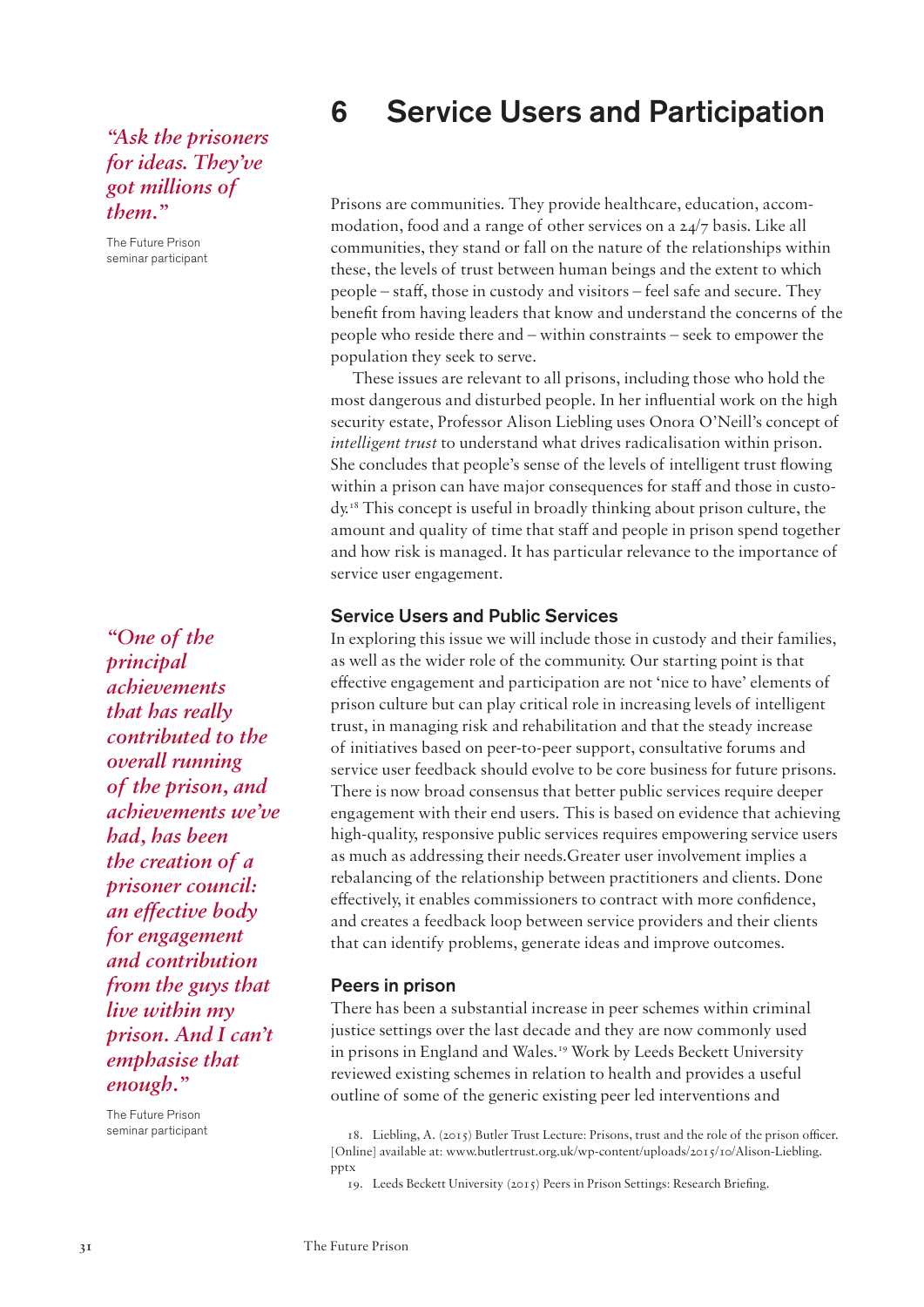# 6 Service Users and Participation

*"Ask the prisoners for ideas. They've got millions of them."*

The Future Prison seminar participant

Prisons are communities. They provide healthcare, education, accommodation, food and a range of other services on a 24/7 basis. Like all communities, they stand or fall on the nature of the relationships within these, the levels of trust between human beings and the extent to which people – staff, those in custody and visitors – feel safe and secure. They benefit from having leaders that know and understand the concerns of the people who reside there and – within constraints – seek to empower the population they seek to serve.

These issues are relevant to all prisons, including those who hold the most dangerous and disturbed people. In her influential work on the high security estate, Professor Alison Liebling uses Onora O'Neill's concept of *intelligent trust* to understand what drives radicalisation within prison. She concludes that people's sense of the levels of intelligent trust flowing within a prison can have major consequences for staff and those in custody.[18] This concept is useful in broadly thinking about prison culture, the amount and quality of time that staff and people in prison spend together and how risk is managed. It has particular relevance to the importance of service user engagement.

## Service Users and Public Services

In exploring this issue we will include those in custody and their families, as well as the wider role of the community. Our starting point is that effective engagement and participation are not 'nice to have' elements of prison culture but can play critical role in increasing levels of intelligent trust, in managing risk and rehabilitation and that the steady increase of initiatives based on peer-to-peer support, consultative forums and service user feedback should evolve to be core business for future prisons. There is now broad consensus that better public services require deeper engagement with their end users. This is based on evidence that achieving high-quality, responsive public services requires empowering service users as much as addressing their needs.Greater user involvement implies a rebalancing of the relationship between practitioners and clients. Done effectively, it enables commissioners to contract with more confidence, and creates a feedback loop between service providers and their clients that can identify problems, generate ideas and improve outcomes.

*"One of the principal achievements that has really contributed to the overall running of the prison, and achievements we've had, has been the creation of a prisoner council: an effective body for engagement and contribution from the guys that live within my prison. And I can't emphasise that enough."*

The Future Prison seminar participant

## Peers in prison

There has been a substantial increase in peer schemes within criminal justice settings over the last decade and they are now commonly used in prisons in England and Wales.[19] Work by Leeds Beckett University reviewed existing schemes in relation to health and provides a useful outline of some of the generic existing peer led interventions and

18. Liebling, A. (2015) Butler Trust Lecture: Prisons, trust and the role of the prison officer. [Online] available at: www.butlertrust.org.uk/wp-content/uploads/2015/10/Alison-Liebling.pptx

19. Leeds Beckett University (2015) Peers in Prison Settings: Research Briefing.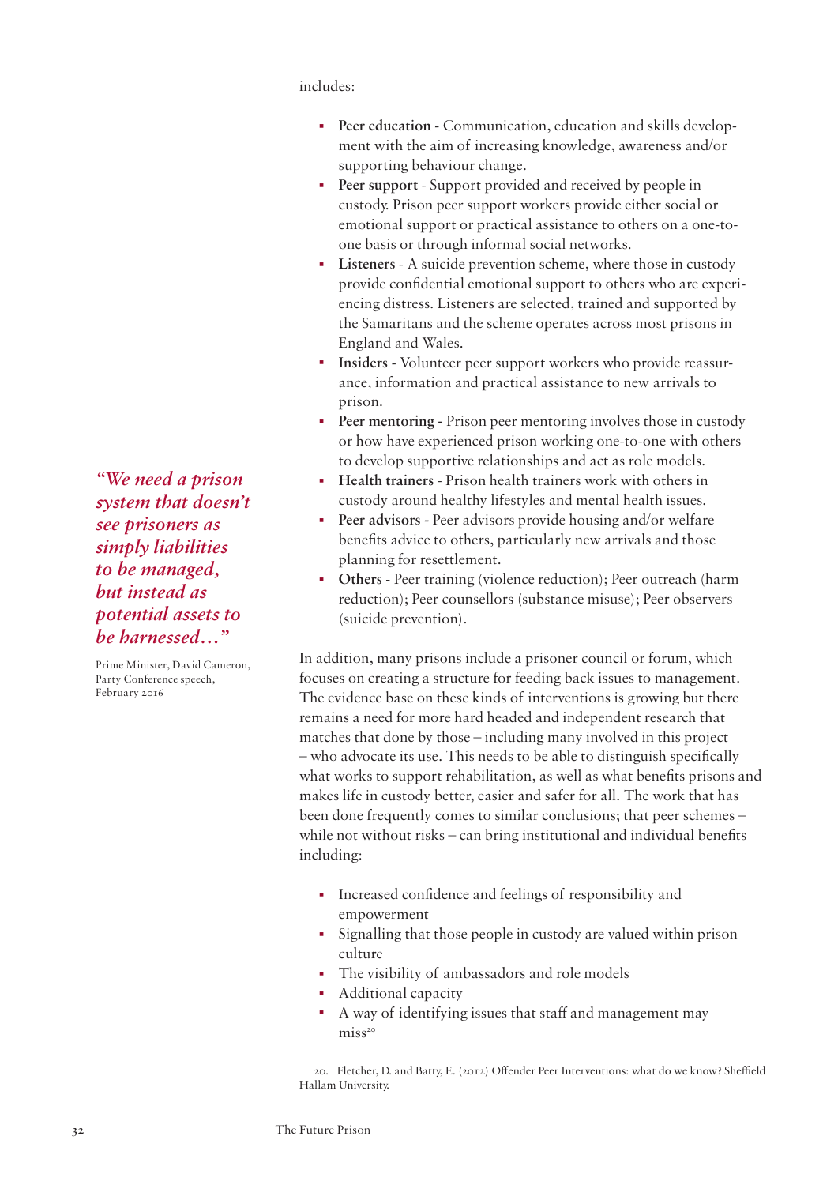includes:

- **Peer education** - Communication, education and skills development with the aim of increasing knowledge, awareness and/or supporting behaviour change.
- **Peer support** - Support provided and received by people in custody. Prison peer support workers provide either social or emotional support or practical assistance to others on a one-to-one basis or through informal social networks.
- **Listeners** - A suicide prevention scheme, where those in custody provide confidential emotional support to others who are experiencing distress. Listeners are selected, trained and supported by the Samaritans and the scheme operates across most prisons in England and Wales.
- **Insiders** - Volunteer peer support workers who provide reassurance, information and practical assistance to new arrivals to prison.
- **Peer mentoring** - Prison peer mentoring involves those in custody or how have experienced prison working one-to-one with others to develop supportive relationships and act as role models.
- **Health trainers** - Prison health trainers work with others in custody around healthy lifestyles and mental health issues.
- **Peer advisors** - Peer advisors provide housing and/or welfare benefits advice to others, particularly new arrivals and those planning for resettlement.
- **Others** - Peer training (violence reduction); Peer outreach (harm reduction); Peer counsellors (substance misuse); Peer observers (suicide prevention).

*"We need a prison system that doesn't see prisoners as simply liabilities to be managed, but instead as potential assets to be harnessed…"*

Prime Minister, David Cameron, Party Conference speech, February 2016

In addition, many prisons include a prisoner council or forum, which focuses on creating a structure for feeding back issues to management. The evidence base on these kinds of interventions is growing but there remains a need for more hard headed and independent research that matches that done by those – including many involved in this project – who advocate its use. This needs to be able to distinguish specifically what works to support rehabilitation, as well as what benefits prisons and makes life in custody better, easier and safer for all. The work that has been done frequently comes to similar conclusions; that peer schemes – while not without risks – can bring institutional and individual benefits including:

- Increased confidence and feelings of responsibility and empowerment
- Signalling that those people in custody are valued within prison culture
- The visibility of ambassadors and role models
- Additional capacity
- A way of identifying issues that staff and management may miss[20]

20. Fletcher, D. and Batty, E. (2012) Offender Peer Interventions: what do we know? Sheffield Hallam University.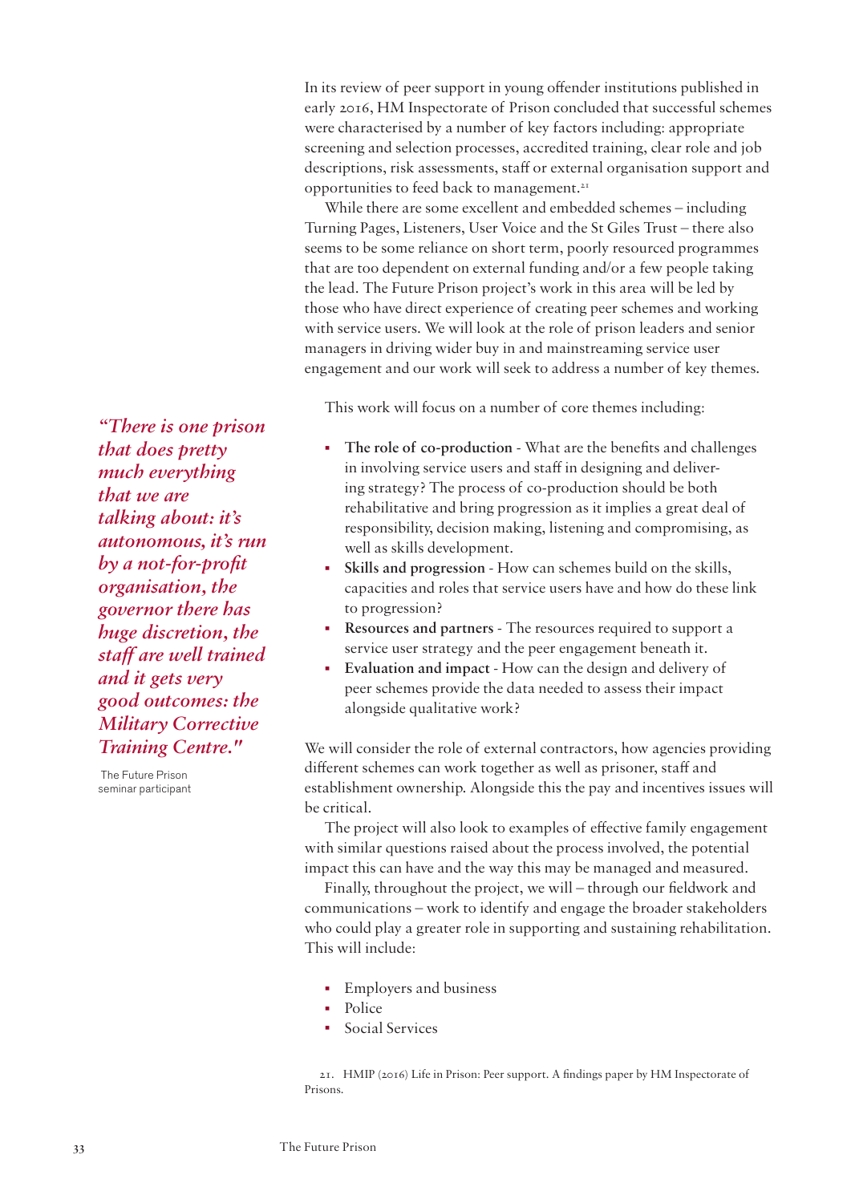In its review of peer support in young offender institutions published in early 2016, HM Inspectorate of Prison concluded that successful schemes were characterised by a number of key factors including: appropriate screening and selection processes, accredited training, clear role and job descriptions, risk assessments, staff or external organisation support and opportunities to feed back to management.[21]

While there are some excellent and embedded schemes – including Turning Pages, Listeners, User Voice and the St Giles Trust – there also seems to be some reliance on short term, poorly resourced programmes that are too dependent on external funding and/or a few people taking the lead. The Future Prison project's work in this area will be led by those who have direct experience of creating peer schemes and working with service users. We will look at the role of prison leaders and senior managers in driving wider buy in and mainstreaming service user engagement and our work will seek to address a number of key themes.

This work will focus on a number of core themes including:

- **The role of co-production** - What are the benefits and challenges in involving service users and staff in designing and delivering strategy? The process of co-production should be both rehabilitative and bring progression as it implies a great deal of responsibility, decision making, listening and compromising, as well as skills development.
- **Skills and progression** - How can schemes build on the skills, capacities and roles that service users have and how do these link to progression?
- **Resources and partners** - The resources required to support a service user strategy and the peer engagement beneath it.
- **Evaluation and impact** - How can the design and delivery of peer schemes provide the data needed to assess their impact alongside qualitative work?

*"There is one prison that does pretty much everything that we are talking about: it's autonomous, it's run by a not-for-profit organisation, the governor there has huge discretion, the staff are well trained and it gets very good outcomes: the Military Corrective Training Centre."*

The Future Prison seminar participant

We will consider the role of external contractors, how agencies providing different schemes can work together as well as prisoner, staff and establishment ownership. Alongside this the pay and incentives issues will be critical.

The project will also look to examples of effective family engagement with similar questions raised about the process involved, the potential impact this can have and the way this may be managed and measured.

Finally, throughout the project, we will – through our fieldwork and communications – work to identify and engage the broader stakeholders who could play a greater role in supporting and sustaining rehabilitation. This will include:

- Employers and business
- Police
- Social Services

21. HMIP (2016) Life in Prison: Peer support. A findings paper by HM Inspectorate of Prisons.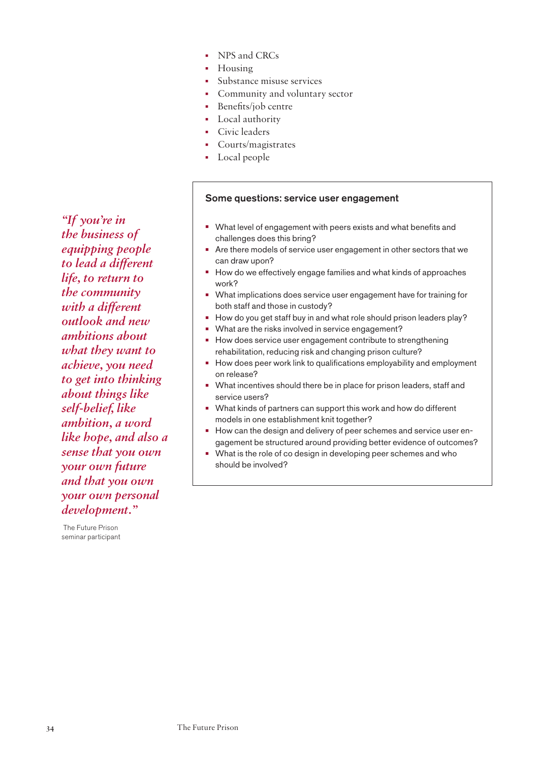- NPS and CRCs
- Housing
- Substance misuse services
- Community and voluntary sector
- Benefits/job centre
- Local authority
- Civic leaders
- Courts/magistrates
- Local people

*"If you're in the business of equipping people to lead a different life, to return to the community with a different outlook and new ambitions about what they want to achieve, you need to get into thinking about things like self-belief, like ambition, a word like hope, and also a sense that you own your own future and that you own your own personal development."*

The Future Prison seminar participant

**Some questions: service user engagement**

- What level of engagement with peers exists and what benefits and challenges does this bring?
- Are there models of service user engagement in other sectors that we can draw upon?
- How do we effectively engage families and what kinds of approaches work?
- What implications does service user engagement have for training for both staff and those in custody?
- How do you get staff buy in and what role should prison leaders play?
- What are the risks involved in service engagement?
- How does service user engagement contribute to strengthening rehabilitation, reducing risk and changing prison culture?
- How does peer work link to qualifications employability and employment on release?
- What incentives should there be in place for prison leaders, staff and service users?
- What kinds of partners can support this work and how do different models in one establishment knit together?
- How can the design and delivery of peer schemes and service user engagement be structured around providing better evidence of outcomes?
- What is the role of co design in developing peer schemes and who should be involved?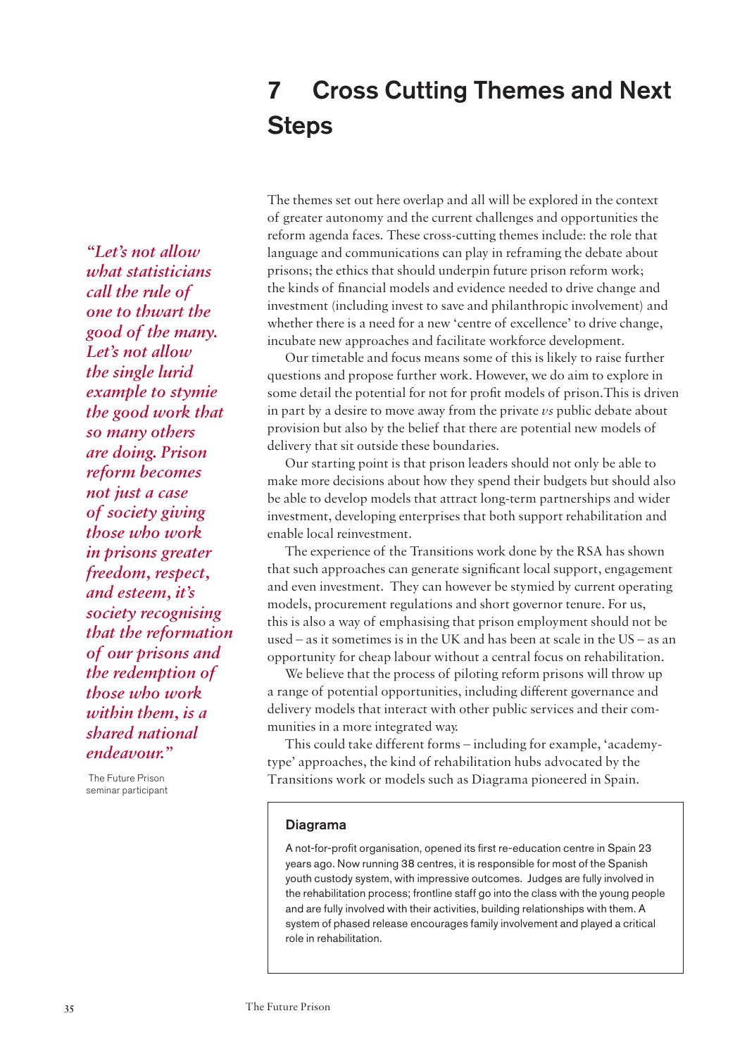# 7 Cross Cutting Themes and Next Steps

*"Let's not allow what statisticians call the rule of one to thwart the good of the many. Let's not allow the single lurid example to stymie the good work that so many others are doing. Prison reform becomes not just a case of society giving those who work in prisons greater freedom, respect, and esteem, it's society recognising that the reformation of our prisons and the redemption of those who work within them, is a shared national endeavour."*

The Future Prison seminar participant

The themes set out here overlap and all will be explored in the context of greater autonomy and the current challenges and opportunities the reform agenda faces. These cross-cutting themes include: the role that language and communications can play in reframing the debate about prisons; the ethics that should underpin future prison reform work; the kinds of financial models and evidence needed to drive change and investment (including invest to save and philanthropic involvement) and whether there is a need for a new 'centre of excellence' to drive change, incubate new approaches and facilitate workforce development.

Our timetable and focus means some of this is likely to raise further questions and propose further work. However, we do aim to explore in some detail the potential for not for profit models of prison.This is driven in part by a desire to move away from the private *vs* public debate about provision but also by the belief that there are potential new models of delivery that sit outside these boundaries.

Our starting point is that prison leaders should not only be able to make more decisions about how they spend their budgets but should also be able to develop models that attract long-term partnerships and wider investment, developing enterprises that both support rehabilitation and enable local reinvestment.

The experience of the Transitions work done by the RSA has shown that such approaches can generate significant local support, engagement and even investment. They can however be stymied by current operating models, procurement regulations and short governor tenure. For us, this is also a way of emphasising that prison employment should not be used – as it sometimes is in the UK and has been at scale in the US – as an opportunity for cheap labour without a central focus on rehabilitation.

We believe that the process of piloting reform prisons will throw up a range of potential opportunities, including different governance and delivery models that interact with other public services and their communities in a more integrated way.

This could take different forms – including for example, 'academy-type' approaches, the kind of rehabilitation hubs advocated by the Transitions work or models such as Diagrama pioneered in Spain.

**Diagrama**

A not-for-profit organisation, opened its first re-education centre in Spain 23 years ago. Now running 38 centres, it is responsible for most of the Spanish youth custody system, with impressive outcomes. Judges are fully involved in the rehabilitation process; frontline staff go into the class with the young people and are fully involved with their activities, building relationships with them. A system of phased release encourages family involvement and played a critical role in rehabilitation.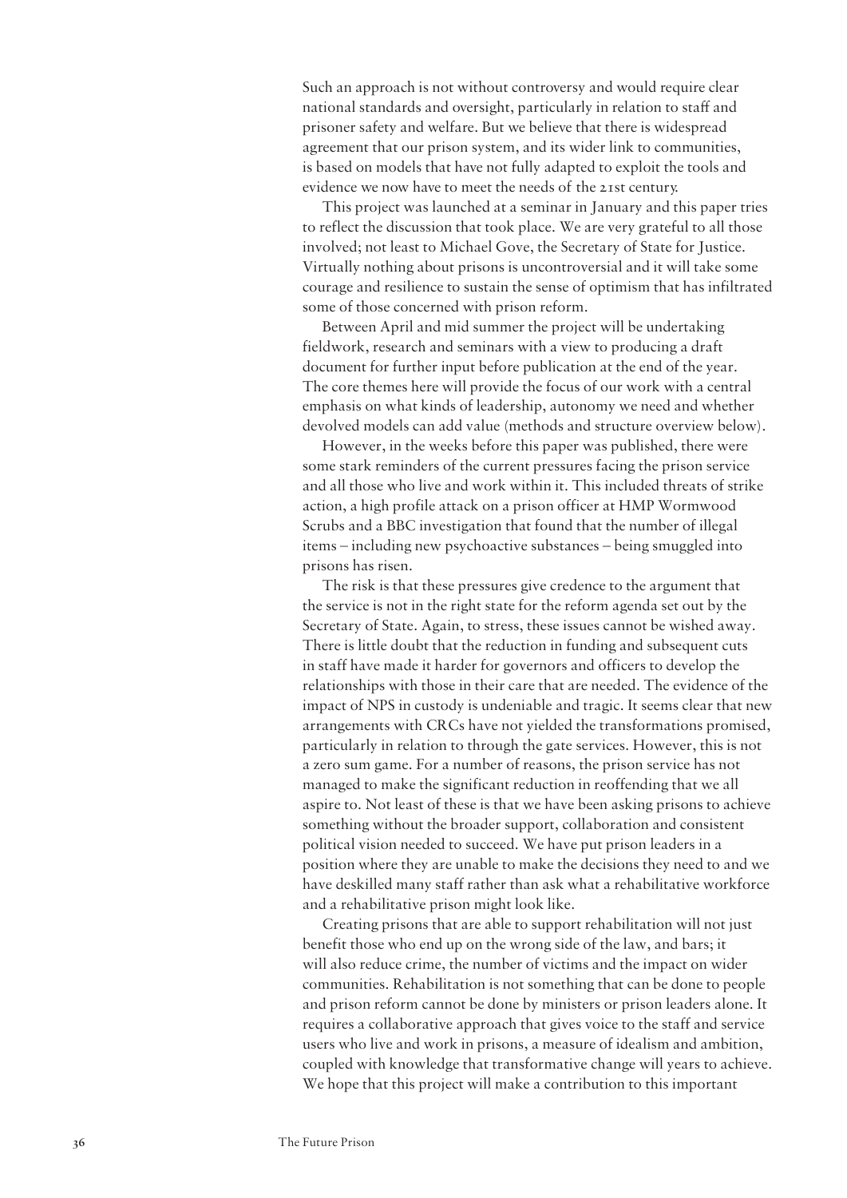Such an approach is not without controversy and would require clear national standards and oversight, particularly in relation to staff and prisoner safety and welfare. But we believe that there is widespread agreement that our prison system, and its wider link to communities, is based on models that have not fully adapted to exploit the tools and evidence we now have to meet the needs of the 21st century.

This project was launched at a seminar in January and this paper tries to reflect the discussion that took place. We are very grateful to all those involved; not least to Michael Gove, the Secretary of State for Justice. Virtually nothing about prisons is uncontroversial and it will take some courage and resilience to sustain the sense of optimism that has infiltrated some of those concerned with prison reform.

Between April and mid summer the project will be undertaking fieldwork, research and seminars with a view to producing a draft document for further input before publication at the end of the year. The core themes here will provide the focus of our work with a central emphasis on what kinds of leadership, autonomy we need and whether devolved models can add value (methods and structure overview below).

However, in the weeks before this paper was published, there were some stark reminders of the current pressures facing the prison service and all those who live and work within it. This included threats of strike action, a high profile attack on a prison officer at HMP Wormwood Scrubs and a BBC investigation that found that the number of illegal items – including new psychoactive substances – being smuggled into prisons has risen.

The risk is that these pressures give credence to the argument that the service is not in the right state for the reform agenda set out by the Secretary of State. Again, to stress, these issues cannot be wished away. There is little doubt that the reduction in funding and subsequent cuts in staff have made it harder for governors and officers to develop the relationships with those in their care that are needed. The evidence of the impact of NPS in custody is undeniable and tragic. It seems clear that new arrangements with CRCs have not yielded the transformations promised, particularly in relation to through the gate services. However, this is not a zero sum game. For a number of reasons, the prison service has not managed to make the significant reduction in reoffending that we all aspire to. Not least of these is that we have been asking prisons to achieve something without the broader support, collaboration and consistent political vision needed to succeed. We have put prison leaders in a position where they are unable to make the decisions they need to and we have deskilled many staff rather than ask what a rehabilitative workforce and a rehabilitative prison might look like.

Creating prisons that are able to support rehabilitation will not just benefit those who end up on the wrong side of the law, and bars; it will also reduce crime, the number of victims and the impact on wider communities. Rehabilitation is not something that can be done to people and prison reform cannot be done by ministers or prison leaders alone. It requires a collaborative approach that gives voice to the staff and service users who live and work in prisons, a measure of idealism and ambition, coupled with knowledge that transformative change will years to achieve. We hope that this project will make a contribution to this important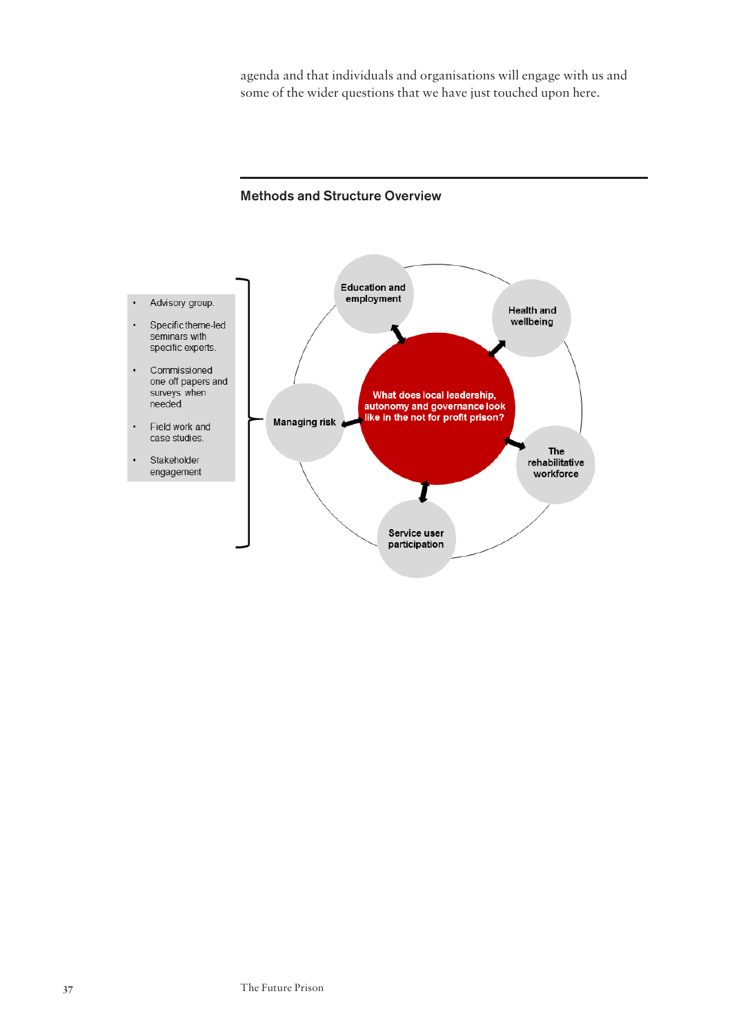agenda and that individuals and organisations will engage with us and some of the wider questions that we have just touched upon here.

## Methods and Structure Overview

- Advisory group.
- Specific theme-led seminars with specific experts.
- Commissioned one off papers and surveys when needed.
- Field work and case studies.
- Stakeholder engagement

**What does local leadership, autonomy and governance look like in the not for profit prison?**

- **Education and employment**
- **Health and wellbeing**
- **The rehabilitative workforce**
- **Service user participation**
- **Managing risk**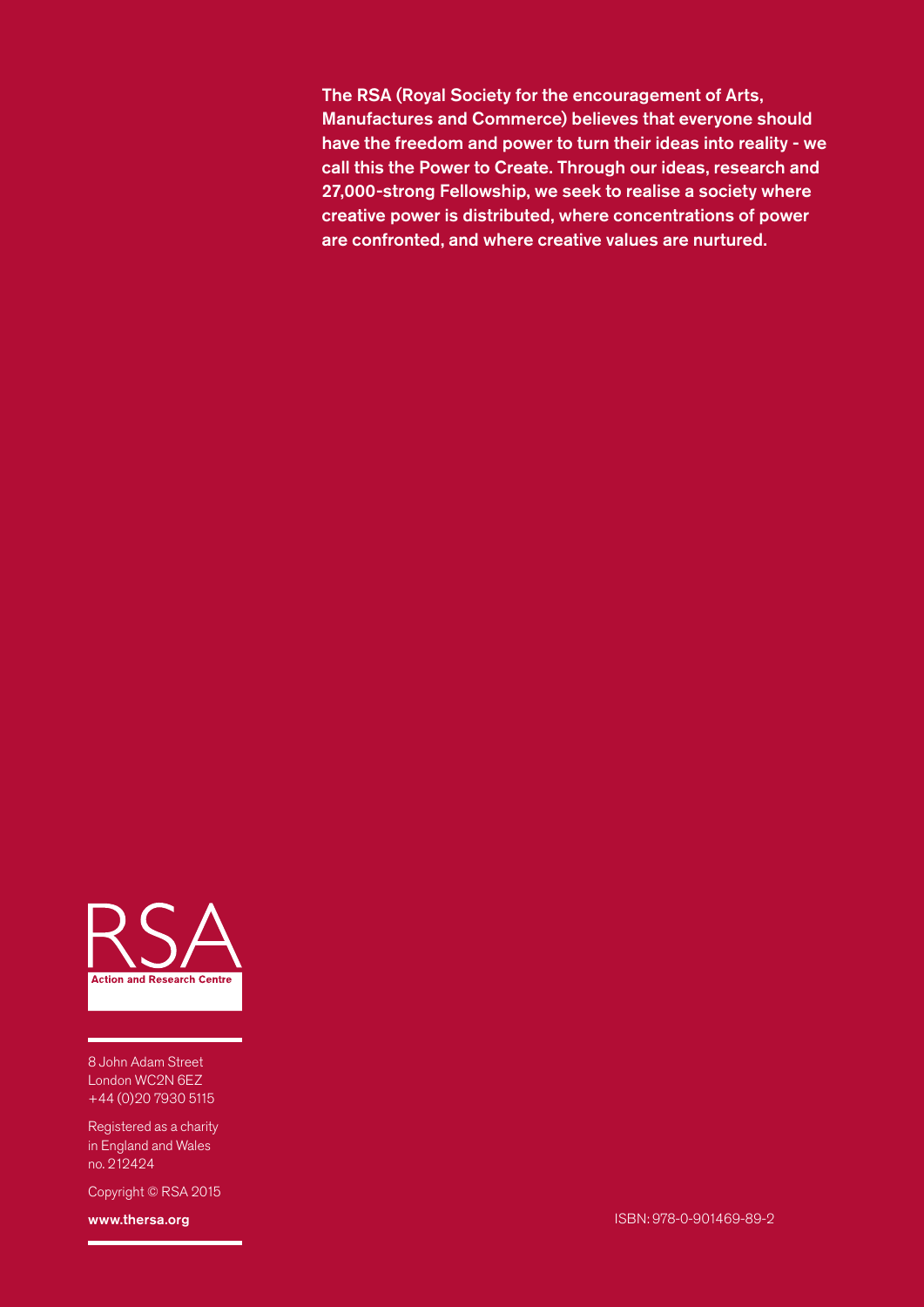**The RSA (Royal Society for the encouragement of Arts, Manufactures and Commerce) believes that everyone should have the freedom and power to turn their ideas into reality - we call this the Power to Create. Through our ideas, research and 27,000-strong Fellowship, we seek to realise a society where creative power is distributed, where concentrations of power are confronted, and where creative values are nurtured.**

RSA
Action and Research Centre

8 John Adam Street
London WC2N 6EZ
+44 (0)20 7930 5115

Registered as a charity
in England and Wales
no. 212424

Copyright © RSA 2015

**www.thersa.org**

ISBN: 978-0-901469-89-2